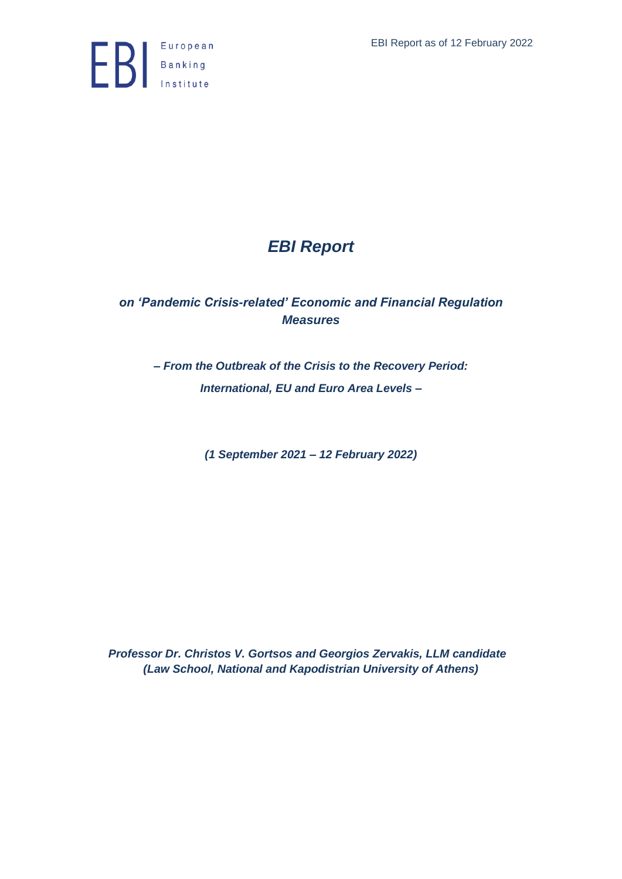European Banking Institute

EBI Report as of 12 February 2022

# *EBI Report*

## *on 'Pandemic Crisis-related' Economic and Financial Regulation Measures*

***– From the Outbreak of the Crisis to the Recovery Period: International, EU and Euro Area Levels –***

***(1 September 2021 – 12 February 2022)***

***Professor Dr. Christos V. Gortsos and Georgios Zervakis, LLM candidate (Law School, National and Kapodistrian University of Athens)***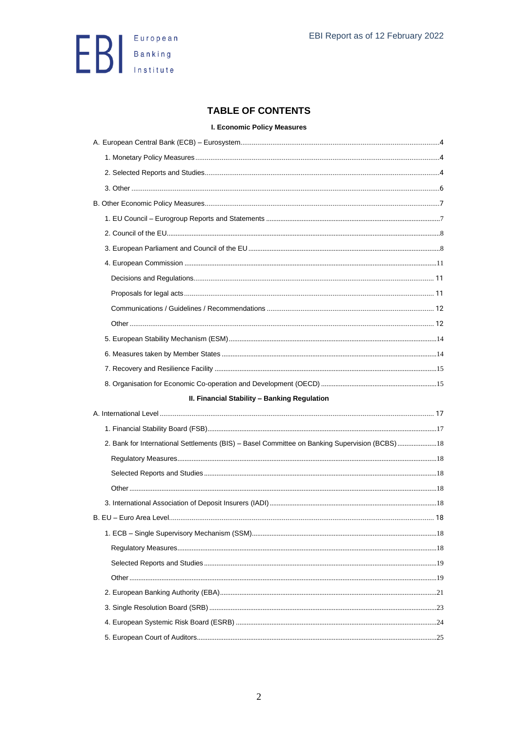## TABLE OF CONTENTS

**I. Economic Policy Measures**

A. European Central Bank (ECB) – Eurosystem....4

1. Monetary Policy Measures....4
2. Selected Reports and Studies....4
3. Other....6

B. Other Economic Policy Measures....7

1. EU Council – Eurogroup Reports and Statements....7
2. Council of the EU....8
3. European Parliament and Council of the EU....8
4. European Commission....11
   - Decisions and Regulations....11
   - Proposals for legal acts....11
   - Communications / Guidelines / Recommendations....12
   - Other....12
5. European Stability Mechanism (ESM)....14
6. Measures taken by Member States....14
7. Recovery and Resilience Facility....15
8. Organisation for Economic Co-operation and Development (OECD)....15

**II. Financial Stability – Banking Regulation**

A. International Level....17

1. Financial Stability Board (FSB)....17
2. Bank for International Settlements (BIS) – Basel Committee on Banking Supervision (BCBS)....18
   - Regulatory Measures....18
   - Selected Reports and Studies....18
   - Other....18
3. International Association of Deposit Insurers (IADI)....18

B. EU – Euro Area Level....18

1. ECB – Single Supervisory Mechanism (SSM)....18
   - Regulatory Measures....18
   - Selected Reports and Studies....19
   - Other....19
2. European Banking Authority (EBA)....21
3. Single Resolution Board (SRB)....23
4. European Systemic Risk Board (ESRB)....24
5. European Court of Auditors....25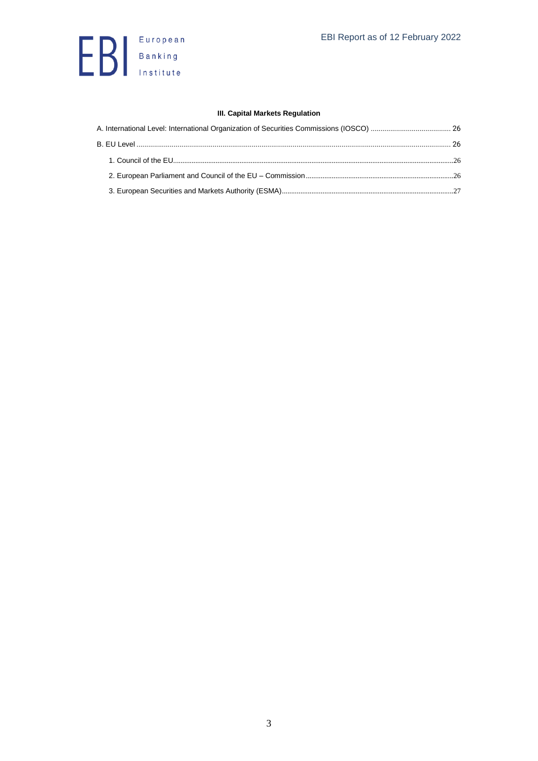**III. Capital Markets Regulation**

A. International Level: International Organization of Securities Commissions (IOSCO) ........................................ 26

B. EU Level ........................................................................................................................................................... 26

1. Council of the EU........................................................................................................................................26
2. European Parliament and Council of the EU – Commission ................................................................................26
3. European Securities and Markets Authority (ESMA)............................................................................................27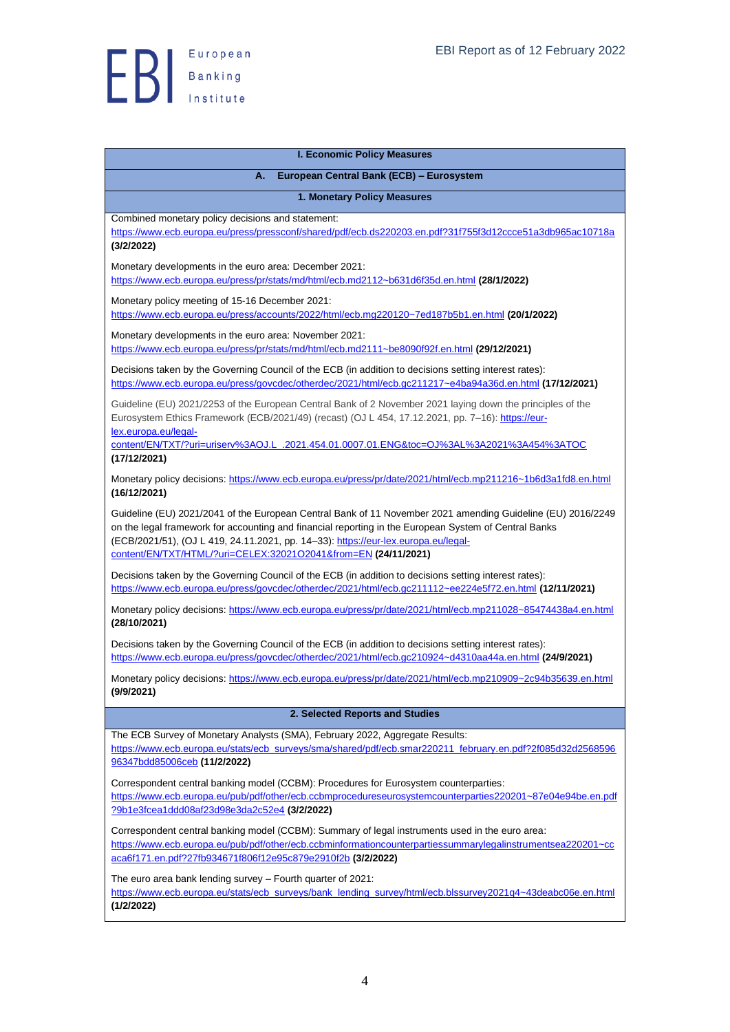**I. Economic Policy Measures**

**A. European Central Bank (ECB) – Eurosystem**

**1. Monetary Policy Measures**

Combined monetary policy decisions and statement: https://www.ecb.europa.eu/press/pressconf/shared/pdf/ecb.ds220203.en.pdf?31f755f3d12ccce51a3db965ac10718a **(3/2/2022)**

Monetary developments in the euro area: December 2021: https://www.ecb.europa.eu/press/pr/stats/md/html/ecb.md2112~b631d6f35d.en.html **(28/1/2022)**

Monetary policy meeting of 15-16 December 2021: https://www.ecb.europa.eu/press/accounts/2022/html/ecb.mg220120~7ed187b5b1.en.html **(20/1/2022)**

Monetary developments in the euro area: November 2021: https://www.ecb.europa.eu/press/pr/stats/md/html/ecb.md2111~be8090f92f.en.html **(29/12/2021)**

Decisions taken by the Governing Council of the ECB (in addition to decisions setting interest rates): https://www.ecb.europa.eu/press/govcdec/otherdec/2021/html/ecb.gc211217~e4ba94a36d.en.html **(17/12/2021)**

Guideline (EU) 2021/2253 of the European Central Bank of 2 November 2021 laying down the principles of the Eurosystem Ethics Framework (ECB/2021/49) (recast) (OJ L 454, 17.12.2021, pp. 7–16): https://eur-lex.europa.eu/legal-content/EN/TXT/?uri=uriserv%3AOJ.L_.2021.454.01.0007.01.ENG&toc=OJ%3AL%3A2021%3A454%3ATOC **(17/12/2021)**

Monetary policy decisions: https://www.ecb.europa.eu/press/pr/date/2021/html/ecb.mp211216~1b6d3a1fd8.en.html **(16/12/2021)**

Guideline (EU) 2021/2041 of the European Central Bank of 11 November 2021 amending Guideline (EU) 2016/2249 on the legal framework for accounting and financial reporting in the European System of Central Banks (ECB/2021/51), (OJ L 419, 24.11.2021, pp. 14–33): https://eur-lex.europa.eu/legal-content/EN/TXT/HTML/?uri=CELEX:32021O2041&from=EN **(24/11/2021)**

Decisions taken by the Governing Council of the ECB (in addition to decisions setting interest rates): https://www.ecb.europa.eu/press/govcdec/otherdec/2021/html/ecb.gc211112~ee224e5f72.en.html **(12/11/2021)**

Monetary policy decisions: https://www.ecb.europa.eu/press/pr/date/2021/html/ecb.mp211028~85474438a4.en.html **(28/10/2021)**

Decisions taken by the Governing Council of the ECB (in addition to decisions setting interest rates): https://www.ecb.europa.eu/press/govcdec/otherdec/2021/html/ecb.gc210924~d4310aa44a.en.html **(24/9/2021)**

Monetary policy decisions: https://www.ecb.europa.eu/press/pr/date/2021/html/ecb.mp210909~2c94b35639.en.html **(9/9/2021)**

**2. Selected Reports and Studies**

The ECB Survey of Monetary Analysts (SMA), February 2022, Aggregate Results: https://www.ecb.europa.eu/stats/ecb_surveys/sma/shared/pdf/ecb.smar220211_february.en.pdf?2f085d32d256859696347bdd85006ceb **(11/2/2022)**

Correspondent central banking model (CCBM): Procedures for Eurosystem counterparties: https://www.ecb.europa.eu/pub/pdf/other/ecb.ccbmprocedureseurosystemcounterparties220201~87e04e94be.en.pdf?9b1e3fcea1ddd08af23d98e3da2c52e4 **(3/2/2022)**

Correspondent central banking model (CCBM): Summary of legal instruments used in the euro area: https://www.ecb.europa.eu/pub/pdf/other/ecb.ccbminformationcounterpartiessummarylegalinstrumentsea220201~ccaca6f171.en.pdf?27fb934671f806f12e95c879e2910f2b **(3/2/2022)**

The euro area bank lending survey – Fourth quarter of 2021: https://www.ecb.europa.eu/stats/ecb_surveys/bank_lending_survey/html/ecb.blssurvey2021q4~43deabc06e.en.html **(1/2/2022)**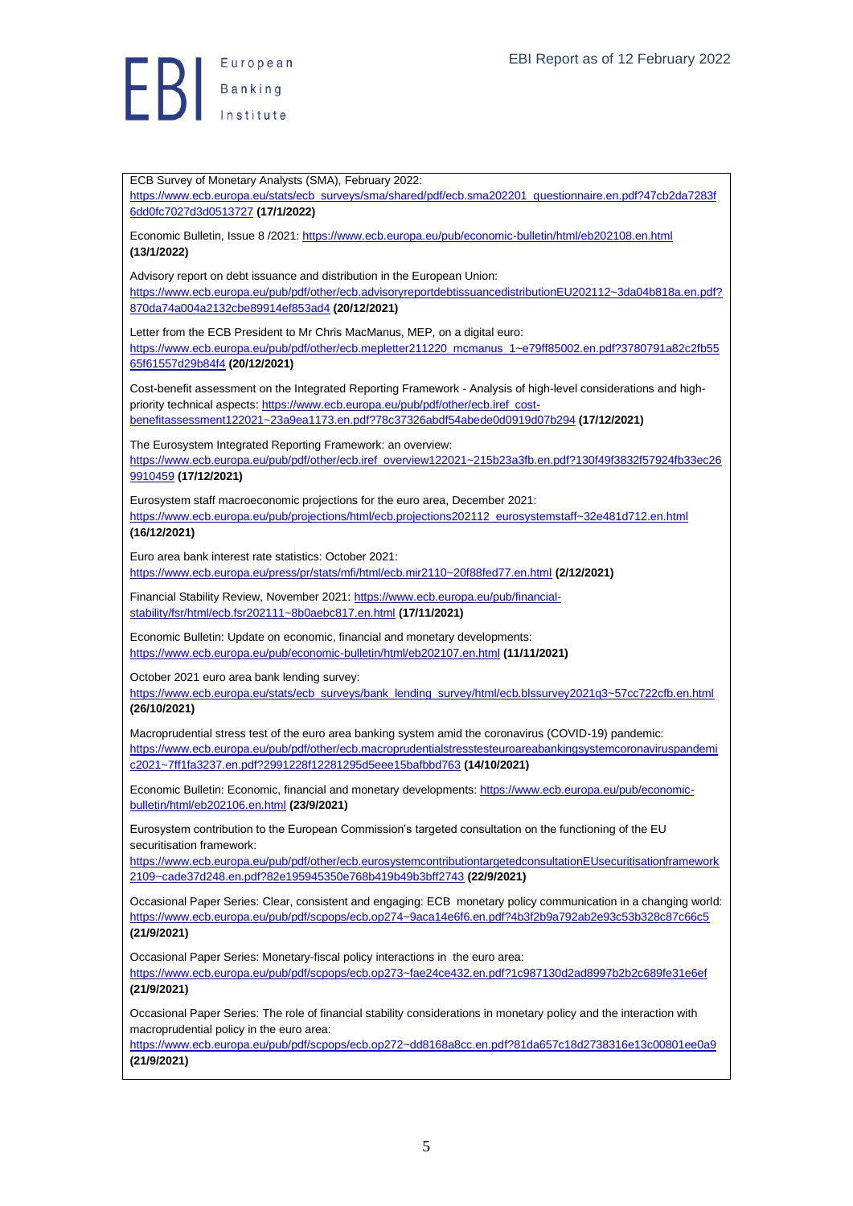ECB Survey of Monetary Analysts (SMA), February 2022:
https://www.ecb.europa.eu/stats/ecb_surveys/sma/shared/pdf/ecb.sma202201_questionnaire.en.pdf?47cb2da7283f6dd0fc7027d3d0513727 **(17/1/2022)**

Economic Bulletin, Issue 8 /2021: https://www.ecb.europa.eu/pub/economic-bulletin/html/eb202108.en.html **(13/1/2022)**

Advisory report on debt issuance and distribution in the European Union:
https://www.ecb.europa.eu/pub/pdf/other/ecb.advisoryreportdebtissuancedistributionEU202112~3da04b818a.en.pdf?870da74a004a2132cbe89914ef853ad4 **(20/12/2021)**

Letter from the ECB President to Mr Chris MacManus, MEP, on a digital euro:
https://www.ecb.europa.eu/pub/pdf/other/ecb.mepletter211220_mcmanus_1~e79ff85002.en.pdf?3780791a82c2fb5565f61557d29b84f4 **(20/12/2021)**

Cost-benefit assessment on the Integrated Reporting Framework - Analysis of high-level considerations and high-priority technical aspects: https://www.ecb.europa.eu/pub/pdf/other/ecb.iref_cost-benefitassessment122021~23a9ea1173.en.pdf?78c37326abdf54abede0d0919d07b294 **(17/12/2021)**

The Eurosystem Integrated Reporting Framework: an overview:
https://www.ecb.europa.eu/pub/pdf/other/ecb.iref_overview122021~215b23a3fb.en.pdf?130f49f3832f57924fb33ec269910459 **(17/12/2021)**

Eurosystem staff macroeconomic projections for the euro area, December 2021:
https://www.ecb.europa.eu/pub/projections/html/ecb.projections202112_eurosystemstaff~32e481d712.en.html **(16/12/2021)**

Euro area bank interest rate statistics: October 2021:
https://www.ecb.europa.eu/press/pr/stats/mfi/html/ecb.mir2110~20f88fed77.en.html **(2/12/2021)**

Financial Stability Review, November 2021: https://www.ecb.europa.eu/pub/financial-stability/fsr/html/ecb.fsr202111~8b0aebc817.en.html **(17/11/2021)**

Economic Bulletin: Update on economic, financial and monetary developments:
https://www.ecb.europa.eu/pub/economic-bulletin/html/eb202107.en.html **(11/11/2021)**

October 2021 euro area bank lending survey:
https://www.ecb.europa.eu/stats/ecb_surveys/bank_lending_survey/html/ecb.blssurvey2021q3~57cc722cfb.en.html **(26/10/2021)**

Macroprudential stress test of the euro area banking system amid the coronavirus (COVID-19) pandemic:
https://www.ecb.europa.eu/pub/pdf/other/ecb.macroprudentialstresstesteuroareabankingsystemcoronaviruspandemic2021~7ff1fa3237.en.pdf?2991228f12281295d5eee15bafbbd763 **(14/10/2021)**

Economic Bulletin: Economic, financial and monetary developments: https://www.ecb.europa.eu/pub/economic-bulletin/html/eb202106.en.html **(23/9/2021)**

Eurosystem contribution to the European Commission's targeted consultation on the functioning of the EU securitisation framework:
https://www.ecb.europa.eu/pub/pdf/other/ecb.eurosystemcontributiontargetedconsultationEUsecuritisationframework2109~cade37d248.en.pdf?82e195945350e768b419b49b3bff2743 **(22/9/2021)**

Occasional Paper Series: Clear, consistent and engaging: ECB monetary policy communication in a changing world:
https://www.ecb.europa.eu/pub/pdf/scpops/ecb.op274~9aca14e6f6.en.pdf?4b3f2b9a792ab2e93c53b328c87c66c5 **(21/9/2021)**

Occasional Paper Series: Monetary-fiscal policy interactions in the euro area:
https://www.ecb.europa.eu/pub/pdf/scpops/ecb.op273~fae24ce432.en.pdf?1c987130d2ad8997b2b2c689fe31e6ef **(21/9/2021)**

Occasional Paper Series: The role of financial stability considerations in monetary policy and the interaction with macroprudential policy in the euro area:
https://www.ecb.europa.eu/pub/pdf/scpops/ecb.op272~dd8168a8cc.en.pdf?81da657c18d2738316e13c00801ee0a9 **(21/9/2021)**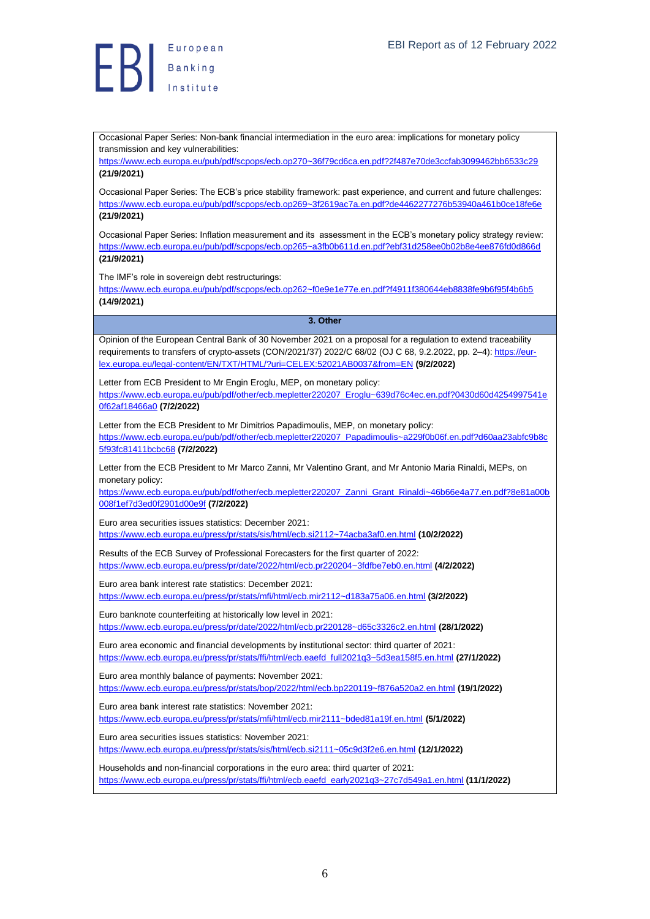Occasional Paper Series: Non-bank financial intermediation in the euro area: implications for monetary policy transmission and key vulnerabilities:
https://www.ecb.europa.eu/pub/pdf/scpops/ecb.op270~36f79cd6ca.en.pdf?2f487e70de3ccfab3099462bb6533c29 **(21/9/2021)**

Occasional Paper Series: The ECB's price stability framework: past experience, and current and future challenges:
https://www.ecb.europa.eu/pub/pdf/scpops/ecb.op269~3f2619ac7a.en.pdf?de4462277276b53940a461b0ce18fe6e **(21/9/2021)**

Occasional Paper Series: Inflation measurement and its assessment in the ECB's monetary policy strategy review:
https://www.ecb.europa.eu/pub/pdf/scpops/ecb.op265~a3fb0b611d.en.pdf?ebf31d258ee0b02b8e4ee876fd0d866d **(21/9/2021)**

The IMF's role in sovereign debt restructurings:
https://www.ecb.europa.eu/pub/pdf/scpops/ecb.op262~f0e9e1e77e.en.pdf?f4911f380644eb8838fe9b6f95f4b6b5 **(14/9/2021)**

**3. Other**

Opinion of the European Central Bank of 30 November 2021 on a proposal for a regulation to extend traceability requirements to transfers of crypto-assets (CON/2021/37) 2022/C 68/02 (OJ C 68, 9.2.2022, pp. 2–4): https://eur-lex.europa.eu/legal-content/EN/TXT/HTML/?uri=CELEX:52021AB0037&from=EN **(9/2/2022)**

Letter from ECB President to Mr Engin Eroglu, MEP, on monetary policy:
https://www.ecb.europa.eu/pub/pdf/other/ecb.mepletter220207_Eroglu~639d76c4ec.en.pdf?0430d60d4254997541e0f62af18466a0 **(7/2/2022)**

Letter from the ECB President to Mr Dimitrios Papadimoulis, MEP, on monetary policy:
https://www.ecb.europa.eu/pub/pdf/other/ecb.mepletter220207_Papadimoulis~a229f0b06f.en.pdf?d60aa23abfc9b8c5f93fc81411bcbc68 **(7/2/2022)**

Letter from the ECB President to Mr Marco Zanni, Mr Valentino Grant, and Mr Antonio Maria Rinaldi, MEPs, on monetary policy:
https://www.ecb.europa.eu/pub/pdf/other/ecb.mepletter220207_Zanni_Grant_Rinaldi~46b66e4a77.en.pdf?8e81a00b008f1ef7d3ed0f2901d00e9f **(7/2/2022)**

Euro area securities issues statistics: December 2021:
https://www.ecb.europa.eu/press/pr/stats/sis/html/ecb.si2112~74acba3af0.en.html **(10/2/2022)**

Results of the ECB Survey of Professional Forecasters for the first quarter of 2022:
https://www.ecb.europa.eu/press/pr/date/2022/html/ecb.pr220204~3fdfbe7eb0.en.html **(4/2/2022)**

Euro area bank interest rate statistics: December 2021:
https://www.ecb.europa.eu/press/pr/stats/mfi/html/ecb.mir2112~d183a75a06.en.html **(3/2/2022)**

Euro banknote counterfeiting at historically low level in 2021:
https://www.ecb.europa.eu/press/pr/date/2022/html/ecb.pr220128~d65c3326c2.en.html **(28/1/2022)**

Euro area economic and financial developments by institutional sector: third quarter of 2021:
https://www.ecb.europa.eu/press/pr/stats/ffi/html/ecb.eaefd_full2021q3~5d3ea158f5.en.html **(27/1/2022)**

Euro area monthly balance of payments: November 2021:
https://www.ecb.europa.eu/press/pr/stats/bop/2022/html/ecb.bp220119~f876a520a2.en.html **(19/1/2022)**

Euro area bank interest rate statistics: November 2021:
https://www.ecb.europa.eu/press/pr/stats/mfi/html/ecb.mir2111~bded81a19f.en.html **(5/1/2022)**

Euro area securities issues statistics: November 2021:
https://www.ecb.europa.eu/press/pr/stats/sis/html/ecb.si2111~05c9d3f2e6.en.html **(12/1/2022)**

Households and non-financial corporations in the euro area: third quarter of 2021:
https://www.ecb.europa.eu/press/pr/stats/ffi/html/ecb.eaefd_early2021q3~27c7d549a1.en.html **(11/1/2022)**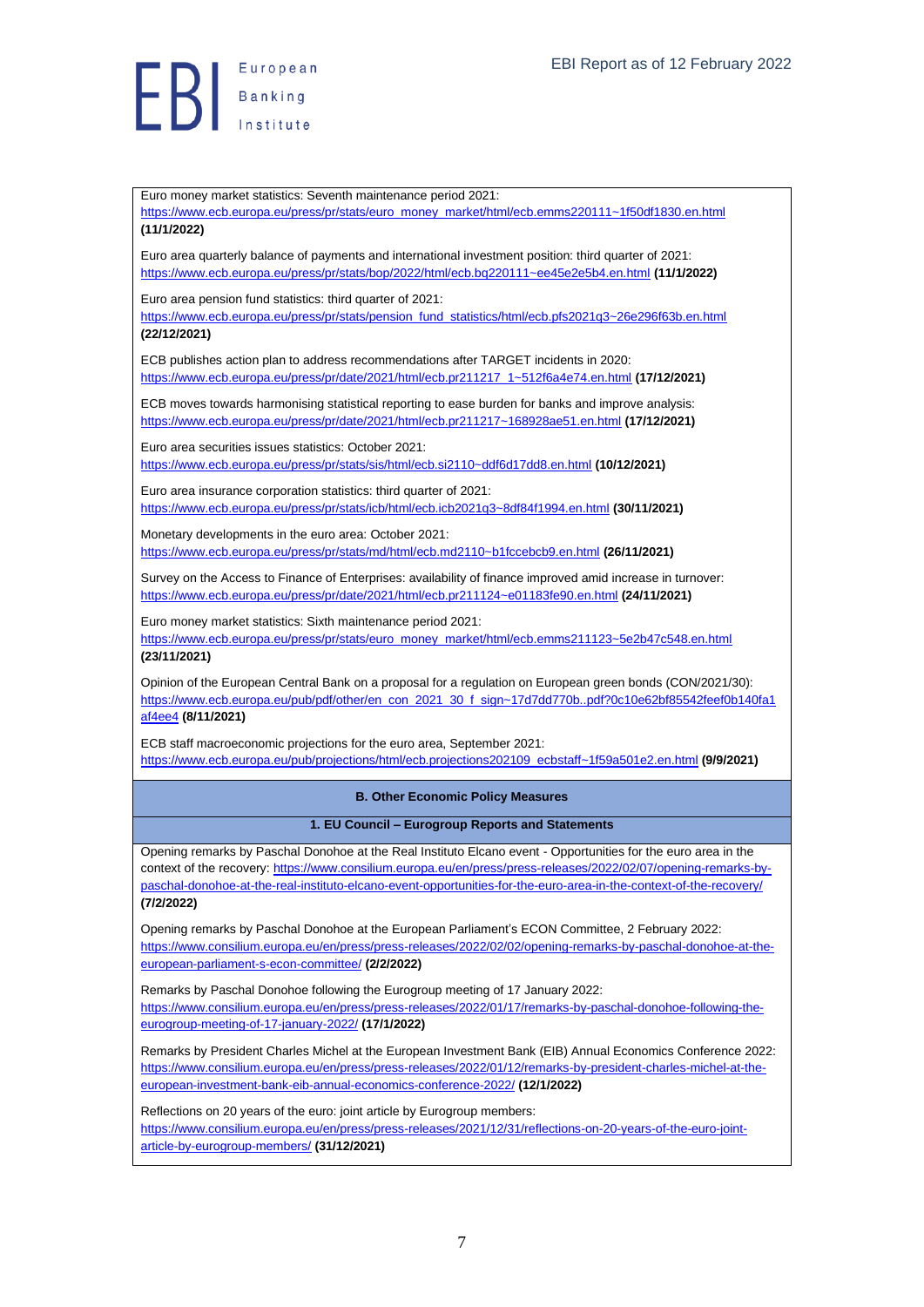Euro money market statistics: Seventh maintenance period 2021: https://www.ecb.europa.eu/press/pr/stats/euro_money_market/html/ecb.emms220111~1f50df1830.en.html **(11/1/2022)**

Euro area quarterly balance of payments and international investment position: third quarter of 2021: https://www.ecb.europa.eu/press/pr/stats/bop/2022/html/ecb.bq220111~ee45e2e5b4.en.html **(11/1/2022)**

Euro area pension fund statistics: third quarter of 2021: https://www.ecb.europa.eu/press/pr/stats/pension_fund_statistics/html/ecb.pfs2021q3~26e296f63b.en.html **(22/12/2021)**

ECB publishes action plan to address recommendations after TARGET incidents in 2020: https://www.ecb.europa.eu/press/pr/date/2021/html/ecb.pr211217_1~512f6a4e74.en.html **(17/12/2021)**

ECB moves towards harmonising statistical reporting to ease burden for banks and improve analysis: https://www.ecb.europa.eu/press/pr/date/2021/html/ecb.pr211217~168928ae51.en.html **(17/12/2021)**

Euro area securities issues statistics: October 2021: https://www.ecb.europa.eu/press/pr/stats/sis/html/ecb.si2110~ddf6d17dd8.en.html **(10/12/2021)**

Euro area insurance corporation statistics: third quarter of 2021: https://www.ecb.europa.eu/press/pr/stats/icb/html/ecb.icb2021q3~8df84f1994.en.html **(30/11/2021)**

Monetary developments in the euro area: October 2021: https://www.ecb.europa.eu/press/pr/stats/md/html/ecb.md2110~b1fccebcb9.en.html **(26/11/2021)**

Survey on the Access to Finance of Enterprises: availability of finance improved amid increase in turnover: https://www.ecb.europa.eu/press/pr/date/2021/html/ecb.pr211124~e01183fe90.en.html **(24/11/2021)**

Euro money market statistics: Sixth maintenance period 2021: https://www.ecb.europa.eu/press/pr/stats/euro_money_market/html/ecb.emms211123~5e2b47c548.en.html **(23/11/2021)**

Opinion of the European Central Bank on a proposal for a regulation on European green bonds (CON/2021/30): https://www.ecb.europa.eu/pub/pdf/other/en_con_2021_30_f_sign~17d7dd770b..pdf?0c10e62bf85542feef0b140fa1af4ee4 **(8/11/2021)**

ECB staff macroeconomic projections for the euro area, September 2021: https://www.ecb.europa.eu/pub/projections/html/ecb.projections202109_ecbstaff~1f59a501e2.en.html **(9/9/2021)**

## B. Other Economic Policy Measures

### 1. EU Council – Eurogroup Reports and Statements

Opening remarks by Paschal Donohoe at the Real Instituto Elcano event - Opportunities for the euro area in the context of the recovery: https://www.consilium.europa.eu/en/press/press-releases/2022/02/07/opening-remarks-by-paschal-donohoe-at-the-real-instituto-elcano-event-opportunities-for-the-euro-area-in-the-context-of-the-recovery/ **(7/2/2022)**

Opening remarks by Paschal Donohoe at the European Parliament's ECON Committee, 2 February 2022: https://www.consilium.europa.eu/en/press/press-releases/2022/02/02/opening-remarks-by-paschal-donohoe-at-the-european-parliament-s-econ-committee/ **(2/2/2022)**

Remarks by Paschal Donohoe following the Eurogroup meeting of 17 January 2022: https://www.consilium.europa.eu/en/press/press-releases/2022/01/17/remarks-by-paschal-donohoe-following-the-eurogroup-meeting-of-17-january-2022/ **(17/1/2022)**

Remarks by President Charles Michel at the European Investment Bank (EIB) Annual Economics Conference 2022: https://www.consilium.europa.eu/en/press/press-releases/2022/01/12/remarks-by-president-charles-michel-at-the-european-investment-bank-eib-annual-economics-conference-2022/ **(12/1/2022)**

Reflections on 20 years of the euro: joint article by Eurogroup members: https://www.consilium.europa.eu/en/press/press-releases/2021/12/31/reflections-on-20-years-of-the-euro-joint-article-by-eurogroup-members/ **(31/12/2021)**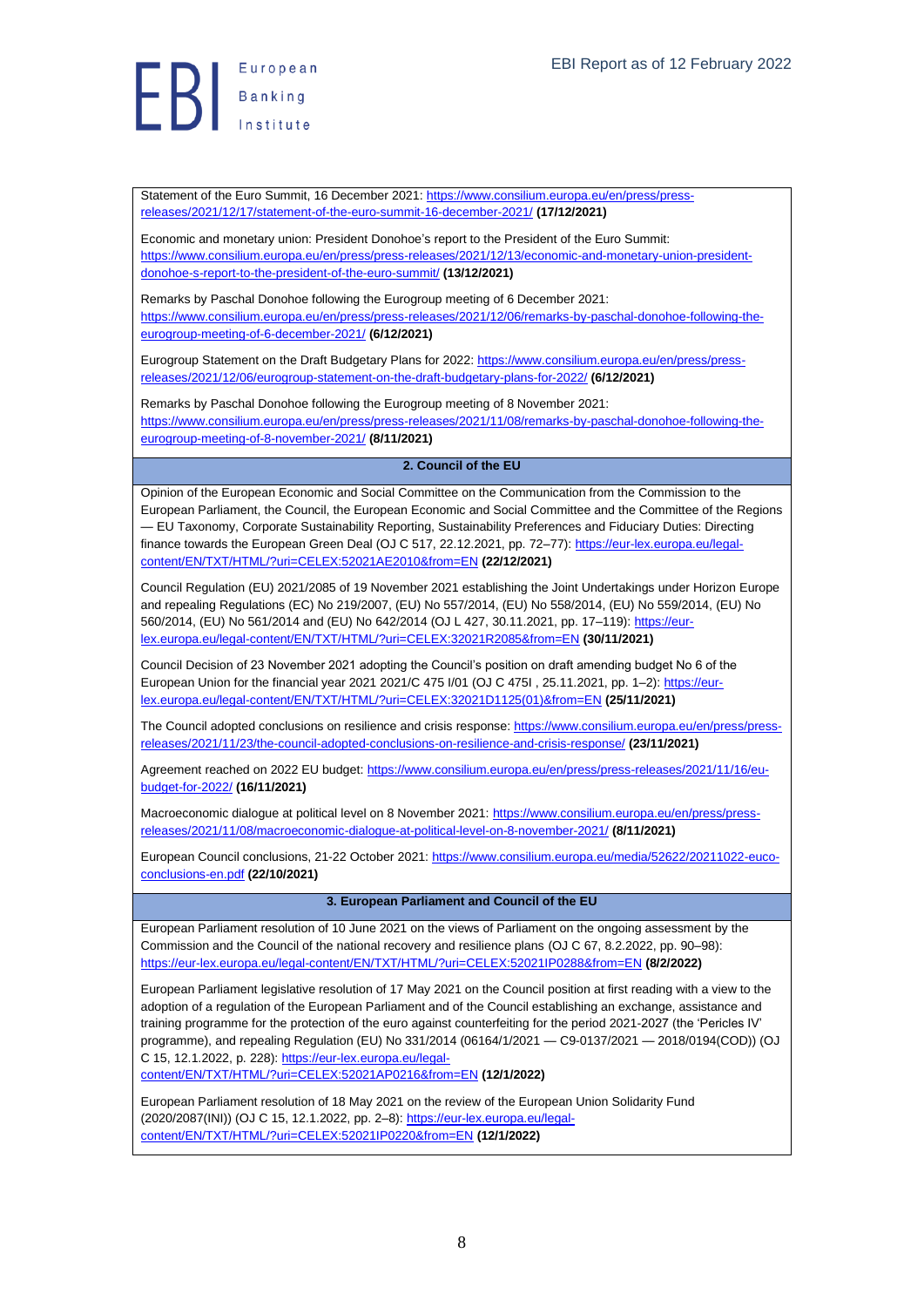Statement of the Euro Summit, 16 December 2021: https://www.consilium.europa.eu/en/press/press-releases/2021/12/17/statement-of-the-euro-summit-16-december-2021/ **(17/12/2021)**

Economic and monetary union: President Donohoe's report to the President of the Euro Summit: https://www.consilium.europa.eu/en/press/press-releases/2021/12/13/economic-and-monetary-union-president-donohoe-s-report-to-the-president-of-the-euro-summit/ **(13/12/2021)**

Remarks by Paschal Donohoe following the Eurogroup meeting of 6 December 2021: https://www.consilium.europa.eu/en/press/press-releases/2021/12/06/remarks-by-paschal-donohoe-following-the-eurogroup-meeting-of-6-december-2021/ **(6/12/2021)**

Eurogroup Statement on the Draft Budgetary Plans for 2022: https://www.consilium.europa.eu/en/press/press-releases/2021/12/06/eurogroup-statement-on-the-draft-budgetary-plans-for-2022/ **(6/12/2021)**

Remarks by Paschal Donohoe following the Eurogroup meeting of 8 November 2021: https://www.consilium.europa.eu/en/press/press-releases/2021/11/08/remarks-by-paschal-donohoe-following-the-eurogroup-meeting-of-8-november-2021/ **(8/11/2021)**

**2. Council of the EU**

Opinion of the European Economic and Social Committee on the Communication from the Commission to the European Parliament, the Council, the European Economic and Social Committee and the Committee of the Regions — EU Taxonomy, Corporate Sustainability Reporting, Sustainability Preferences and Fiduciary Duties: Directing finance towards the European Green Deal (OJ C 517, 22.12.2021, pp. 72–77): https://eur-lex.europa.eu/legal-content/EN/TXT/HTML/?uri=CELEX:52021AE2010&from=EN **(22/12/2021)**

Council Regulation (EU) 2021/2085 of 19 November 2021 establishing the Joint Undertakings under Horizon Europe and repealing Regulations (EC) No 219/2007, (EU) No 557/2014, (EU) No 558/2014, (EU) No 559/2014, (EU) No 560/2014, (EU) No 561/2014 and (EU) No 642/2014 (OJ L 427, 30.11.2021, pp. 17–119): https://eur-lex.europa.eu/legal-content/EN/TXT/HTML/?uri=CELEX:32021R2085&from=EN **(30/11/2021)**

Council Decision of 23 November 2021 adopting the Council's position on draft amending budget No 6 of the European Union for the financial year 2021 2021/C 475 I/01 (OJ C 475I , 25.11.2021, pp. 1–2): https://eur-lex.europa.eu/legal-content/EN/TXT/HTML/?uri=CELEX:32021D1125(01)&from=EN **(25/11/2021)**

The Council adopted conclusions on resilience and crisis response: https://www.consilium.europa.eu/en/press/press-releases/2021/11/23/the-council-adopted-conclusions-on-resilience-and-crisis-response/ **(23/11/2021)**

Agreement reached on 2022 EU budget: https://www.consilium.europa.eu/en/press/press-releases/2021/11/16/eu-budget-for-2022/ **(16/11/2021)**

Macroeconomic dialogue at political level on 8 November 2021: https://www.consilium.europa.eu/en/press/press-releases/2021/11/08/macroeconomic-dialogue-at-political-level-on-8-november-2021/ **(8/11/2021)**

European Council conclusions, 21-22 October 2021: https://www.consilium.europa.eu/media/52622/20211022-euco-conclusions-en.pdf **(22/10/2021)**

**3. European Parliament and Council of the EU**

European Parliament resolution of 10 June 2021 on the views of Parliament on the ongoing assessment by the Commission and the Council of the national recovery and resilience plans (OJ C 67, 8.2.2022, pp. 90–98): https://eur-lex.europa.eu/legal-content/EN/TXT/HTML/?uri=CELEX:52021IP0288&from=EN **(8/2/2022)**

European Parliament legislative resolution of 17 May 2021 on the Council position at first reading with a view to the adoption of a regulation of the European Parliament and of the Council establishing an exchange, assistance and training programme for the protection of the euro against counterfeiting for the period 2021-2027 (the 'Pericles IV' programme), and repealing Regulation (EU) No 331/2014 (06164/1/2021 — C9-0137/2021 — 2018/0194(COD)) (OJ C 15, 12.1.2022, p. 228): https://eur-lex.europa.eu/legal-content/EN/TXT/HTML/?uri=CELEX:52021AP0216&from=EN **(12/1/2022)**

European Parliament resolution of 18 May 2021 on the review of the European Union Solidarity Fund (2020/2087(INI)) (OJ C 15, 12.1.2022, pp. 2–8): https://eur-lex.europa.eu/legal-content/EN/TXT/HTML/?uri=CELEX:52021IP0220&from=EN **(12/1/2022)**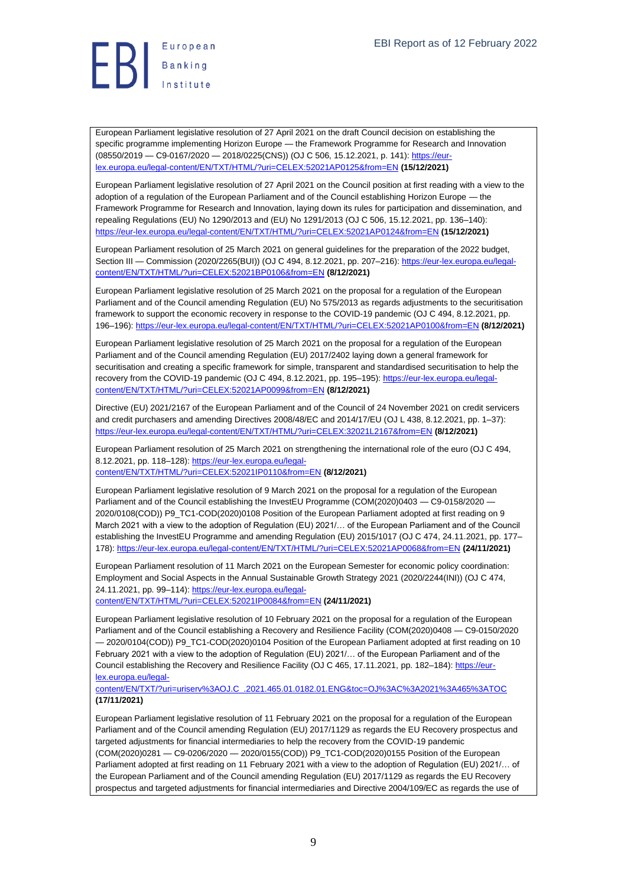European Parliament legislative resolution of 27 April 2021 on the draft Council decision on establishing the specific programme implementing Horizon Europe — the Framework Programme for Research and Innovation (08550/2019 — C9-0167/2020 — 2018/0225(CNS)) (OJ C 506, 15.12.2021, p. 141): https://eur-lex.europa.eu/legal-content/EN/TXT/HTML/?uri=CELEX:52021AP0125&from=EN **(15/12/2021)**

European Parliament legislative resolution of 27 April 2021 on the Council position at first reading with a view to the adoption of a regulation of the European Parliament and of the Council establishing Horizon Europe — the Framework Programme for Research and Innovation, laying down its rules for participation and dissemination, and repealing Regulations (EU) No 1290/2013 and (EU) No 1291/2013 (OJ C 506, 15.12.2021, pp. 136–140): https://eur-lex.europa.eu/legal-content/EN/TXT/HTML/?uri=CELEX:52021AP0124&from=EN **(15/12/2021)**

European Parliament resolution of 25 March 2021 on general guidelines for the preparation of the 2022 budget, Section III — Commission (2020/2265(BUI)) (OJ C 494, 8.12.2021, pp. 207–216): https://eur-lex.europa.eu/legal-content/EN/TXT/HTML/?uri=CELEX:52021BP0106&from=EN **(8/12/2021)**

European Parliament legislative resolution of 25 March 2021 on the proposal for a regulation of the European Parliament and of the Council amending Regulation (EU) No 575/2013 as regards adjustments to the securitisation framework to support the economic recovery in response to the COVID-19 pandemic (OJ C 494, 8.12.2021, pp. 196–196): https://eur-lex.europa.eu/legal-content/EN/TXT/HTML/?uri=CELEX:52021AP0100&from=EN **(8/12/2021)**

European Parliament legislative resolution of 25 March 2021 on the proposal for a regulation of the European Parliament and of the Council amending Regulation (EU) 2017/2402 laying down a general framework for securitisation and creating a specific framework for simple, transparent and standardised securitisation to help the recovery from the COVID-19 pandemic (OJ C 494, 8.12.2021, pp. 195–195): https://eur-lex.europa.eu/legal-content/EN/TXT/HTML/?uri=CELEX:52021AP0099&from=EN **(8/12/2021)**

Directive (EU) 2021/2167 of the European Parliament and of the Council of 24 November 2021 on credit servicers and credit purchasers and amending Directives 2008/48/EC and 2014/17/EU (OJ L 438, 8.12.2021, pp. 1–37): https://eur-lex.europa.eu/legal-content/EN/TXT/HTML/?uri=CELEX:32021L2167&from=EN **(8/12/2021)**

European Parliament resolution of 25 March 2021 on strengthening the international role of the euro (OJ C 494, 8.12.2021, pp. 118–128): https://eur-lex.europa.eu/legal-content/EN/TXT/HTML/?uri=CELEX:52021IP0110&from=EN **(8/12/2021)**

European Parliament legislative resolution of 9 March 2021 on the proposal for a regulation of the European Parliament and of the Council establishing the InvestEU Programme (COM(2020)0403 — C9-0158/2020 — 2020/0108(COD)) P9_TC1-COD(2020)0108 Position of the European Parliament adopted at first reading on 9 March 2021 with a view to the adoption of Regulation (EU) 2021/… of the European Parliament and of the Council establishing the InvestEU Programme and amending Regulation (EU) 2015/1017 (OJ C 474, 24.11.2021, pp. 177–178): https://eur-lex.europa.eu/legal-content/EN/TXT/HTML/?uri=CELEX:52021AP0068&from=EN **(24/11/2021)**

European Parliament resolution of 11 March 2021 on the European Semester for economic policy coordination: Employment and Social Aspects in the Annual Sustainable Growth Strategy 2021 (2020/2244(INI)) (OJ C 474, 24.11.2021, pp. 99–114): https://eur-lex.europa.eu/legal-content/EN/TXT/HTML/?uri=CELEX:52021IP0084&from=EN **(24/11/2021)**

European Parliament legislative resolution of 10 February 2021 on the proposal for a regulation of the European Parliament and of the Council establishing a Recovery and Resilience Facility (COM(2020)0408 — C9-0150/2020 — 2020/0104(COD)) P9_TC1-COD(2020)0104 Position of the European Parliament adopted at first reading on 10 February 2021 with a view to the adoption of Regulation (EU) 2021/… of the European Parliament and of the Council establishing the Recovery and Resilience Facility (OJ C 465, 17.11.2021, pp. 182–184): https://eur-lex.europa.eu/legal-content/EN/TXT/?uri=uriserv%3AOJ.C_.2021.465.01.0182.01.ENG&toc=OJ%3AC%3A2021%3A465%3ATOC **(17/11/2021)**

European Parliament legislative resolution of 11 February 2021 on the proposal for a regulation of the European Parliament and of the Council amending Regulation (EU) 2017/1129 as regards the EU Recovery prospectus and targeted adjustments for financial intermediaries to help the recovery from the COVID-19 pandemic (COM(2020)0281 — C9-0206/2020 — 2020/0155(COD)) P9_TC1-COD(2020)0155 Position of the European Parliament adopted at first reading on 11 February 2021 with a view to the adoption of Regulation (EU) 2021/… of the European Parliament and of the Council amending Regulation (EU) 2017/1129 as regards the EU Recovery prospectus and targeted adjustments for financial intermediaries and Directive 2004/109/EC as regards the use of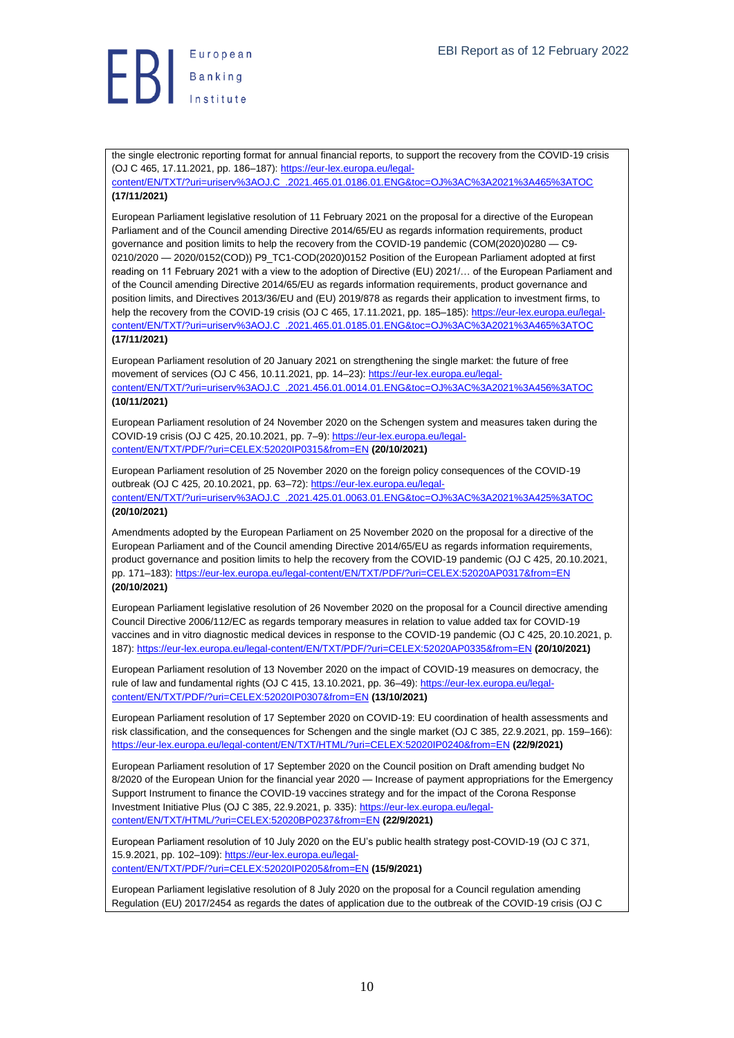the single electronic reporting format for annual financial reports, to support the recovery from the COVID-19 crisis (OJ C 465, 17.11.2021, pp. 186–187): https://eur-lex.europa.eu/legal-content/EN/TXT/?uri=uriserv%3AOJ.C_.2021.465.01.0186.01.ENG&toc=OJ%3AC%3A2021%3A465%3ATOC **(17/11/2021)**

European Parliament legislative resolution of 11 February 2021 on the proposal for a directive of the European Parliament and of the Council amending Directive 2014/65/EU as regards information requirements, product governance and position limits to help the recovery from the COVID-19 pandemic (COM(2020)0280 — C9-0210/2020 — 2020/0152(COD)) P9_TC1-COD(2020)0152 Position of the European Parliament adopted at first reading on 11 February 2021 with a view to the adoption of Directive (EU) 2021/… of the European Parliament and of the Council amending Directive 2014/65/EU as regards information requirements, product governance and position limits, and Directives 2013/36/EU and (EU) 2019/878 as regards their application to investment firms, to help the recovery from the COVID-19 crisis (OJ C 465, 17.11.2021, pp. 185–185): https://eur-lex.europa.eu/legal-content/EN/TXT/?uri=uriserv%3AOJ.C_.2021.465.01.0185.01.ENG&toc=OJ%3AC%3A2021%3A465%3ATOC **(17/11/2021)**

European Parliament resolution of 20 January 2021 on strengthening the single market: the future of free movement of services (OJ C 456, 10.11.2021, pp. 14–23): https://eur-lex.europa.eu/legal-content/EN/TXT/?uri=uriserv%3AOJ.C_.2021.456.01.0014.01.ENG&toc=OJ%3AC%3A2021%3A456%3ATOC **(10/11/2021)**

European Parliament resolution of 24 November 2020 on the Schengen system and measures taken during the COVID-19 crisis (OJ C 425, 20.10.2021, pp. 7–9): https://eur-lex.europa.eu/legal-content/EN/TXT/PDF/?uri=CELEX:52020IP0315&from=EN **(20/10/2021)**

European Parliament resolution of 25 November 2020 on the foreign policy consequences of the COVID-19 outbreak (OJ C 425, 20.10.2021, pp. 63–72): https://eur-lex.europa.eu/legal-content/EN/TXT/?uri=uriserv%3AOJ.C_.2021.425.01.0063.01.ENG&toc=OJ%3AC%3A2021%3A425%3ATOC **(20/10/2021)**

Amendments adopted by the European Parliament on 25 November 2020 on the proposal for a directive of the European Parliament and of the Council amending Directive 2014/65/EU as regards information requirements, product governance and position limits to help the recovery from the COVID-19 pandemic (OJ C 425, 20.10.2021, pp. 171–183): https://eur-lex.europa.eu/legal-content/EN/TXT/PDF/?uri=CELEX:52020AP0317&from=EN **(20/10/2021)**

European Parliament legislative resolution of 26 November 2020 on the proposal for a Council directive amending Council Directive 2006/112/EC as regards temporary measures in relation to value added tax for COVID-19 vaccines and in vitro diagnostic medical devices in response to the COVID-19 pandemic (OJ C 425, 20.10.2021, p. 187): https://eur-lex.europa.eu/legal-content/EN/TXT/PDF/?uri=CELEX:52020AP0335&from=EN **(20/10/2021)**

European Parliament resolution of 13 November 2020 on the impact of COVID-19 measures on democracy, the rule of law and fundamental rights (OJ C 415, 13.10.2021, pp. 36–49): https://eur-lex.europa.eu/legal-content/EN/TXT/PDF/?uri=CELEX:52020IP0307&from=EN **(13/10/2021)**

European Parliament resolution of 17 September 2020 on COVID-19: EU coordination of health assessments and risk classification, and the consequences for Schengen and the single market (OJ C 385, 22.9.2021, pp. 159–166): https://eur-lex.europa.eu/legal-content/EN/TXT/HTML/?uri=CELEX:52020IP0240&from=EN **(22/9/2021)**

European Parliament resolution of 17 September 2020 on the Council position on Draft amending budget No 8/2020 of the European Union for the financial year 2020 — Increase of payment appropriations for the Emergency Support Instrument to finance the COVID-19 vaccines strategy and for the impact of the Corona Response Investment Initiative Plus (OJ C 385, 22.9.2021, p. 335): https://eur-lex.europa.eu/legal-content/EN/TXT/HTML/?uri=CELEX:52020BP0237&from=EN **(22/9/2021)**

European Parliament resolution of 10 July 2020 on the EU's public health strategy post-COVID-19 (OJ C 371, 15.9.2021, pp. 102–109): https://eur-lex.europa.eu/legal-content/EN/TXT/PDF/?uri=CELEX:52020IP0205&from=EN **(15/9/2021)**

European Parliament legislative resolution of 8 July 2020 on the proposal for a Council regulation amending Regulation (EU) 2017/2454 as regards the dates of application due to the outbreak of the COVID-19 crisis (OJ C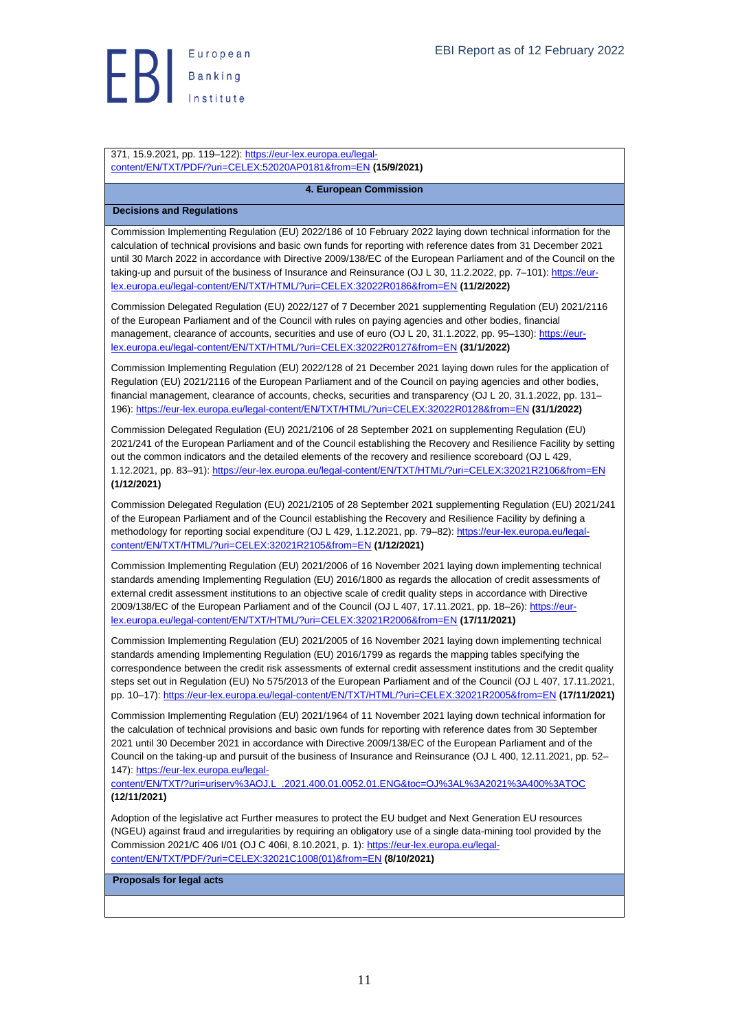371, 15.9.2021, pp. 119–122): https://eur-lex.europa.eu/legal-content/EN/TXT/PDF/?uri=CELEX:52020AP0181&from=EN **(15/9/2021)**

## 4. European Commission

### Decisions and Regulations

Commission Implementing Regulation (EU) 2022/186 of 10 February 2022 laying down technical information for the calculation of technical provisions and basic own funds for reporting with reference dates from 31 December 2021 until 30 March 2022 in accordance with Directive 2009/138/EC of the European Parliament and of the Council on the taking-up and pursuit of the business of Insurance and Reinsurance (OJ L 30, 11.2.2022, pp. 7–101): https://eur-lex.europa.eu/legal-content/EN/TXT/HTML/?uri=CELEX:32022R0186&from=EN **(11/2/2022)**

Commission Delegated Regulation (EU) 2022/127 of 7 December 2021 supplementing Regulation (EU) 2021/2116 of the European Parliament and of the Council with rules on paying agencies and other bodies, financial management, clearance of accounts, securities and use of euro (OJ L 20, 31.1.2022, pp. 95–130): https://eur-lex.europa.eu/legal-content/EN/TXT/HTML/?uri=CELEX:32022R0127&from=EN **(31/1/2022)**

Commission Implementing Regulation (EU) 2022/128 of 21 December 2021 laying down rules for the application of Regulation (EU) 2021/2116 of the European Parliament and of the Council on paying agencies and other bodies, financial management, clearance of accounts, checks, securities and transparency (OJ L 20, 31.1.2022, pp. 131–196): https://eur-lex.europa.eu/legal-content/EN/TXT/HTML/?uri=CELEX:32022R0128&from=EN **(31/1/2022)**

Commission Delegated Regulation (EU) 2021/2106 of 28 September 2021 on supplementing Regulation (EU) 2021/241 of the European Parliament and of the Council establishing the Recovery and Resilience Facility by setting out the common indicators and the detailed elements of the recovery and resilience scoreboard (OJ L 429, 1.12.2021, pp. 83–91): https://eur-lex.europa.eu/legal-content/EN/TXT/HTML/?uri=CELEX:32021R2106&from=EN **(1/12/2021)**

Commission Delegated Regulation (EU) 2021/2105 of 28 September 2021 supplementing Regulation (EU) 2021/241 of the European Parliament and of the Council establishing the Recovery and Resilience Facility by defining a methodology for reporting social expenditure (OJ L 429, 1.12.2021, pp. 79–82): https://eur-lex.europa.eu/legal-content/EN/TXT/HTML/?uri=CELEX:32021R2105&from=EN **(1/12/2021)**

Commission Implementing Regulation (EU) 2021/2006 of 16 November 2021 laying down implementing technical standards amending Implementing Regulation (EU) 2016/1800 as regards the allocation of credit assessments of external credit assessment institutions to an objective scale of credit quality steps in accordance with Directive 2009/138/EC of the European Parliament and of the Council (OJ L 407, 17.11.2021, pp. 18–26): https://eur-lex.europa.eu/legal-content/EN/TXT/HTML/?uri=CELEX:32021R2006&from=EN **(17/11/2021)**

Commission Implementing Regulation (EU) 2021/2005 of 16 November 2021 laying down implementing technical standards amending Implementing Regulation (EU) 2016/1799 as regards the mapping tables specifying the correspondence between the credit risk assessments of external credit assessment institutions and the credit quality steps set out in Regulation (EU) No 575/2013 of the European Parliament and of the Council (OJ L 407, 17.11.2021, pp. 10–17): https://eur-lex.europa.eu/legal-content/EN/TXT/HTML/?uri=CELEX:32021R2005&from=EN **(17/11/2021)**

Commission Implementing Regulation (EU) 2021/1964 of 11 November 2021 laying down technical information for the calculation of technical provisions and basic own funds for reporting with reference dates from 30 September 2021 until 30 December 2021 in accordance with Directive 2009/138/EC of the European Parliament and of the Council on the taking-up and pursuit of the business of Insurance and Reinsurance (OJ L 400, 12.11.2021, pp. 52–147): https://eur-lex.europa.eu/legal-content/EN/TXT/?uri=uriserv%3AOJ.L_.2021.400.01.0052.01.ENG&toc=OJ%3AL%3A2021%3A400%3ATOC **(12/11/2021)**

Adoption of the legislative act Further measures to protect the EU budget and Next Generation EU resources (NGEU) against fraud and irregularities by requiring an obligatory use of a single data-mining tool provided by the Commission 2021/C 406 I/01 (OJ C 406I, 8.10.2021, p. 1): https://eur-lex.europa.eu/legal-content/EN/TXT/PDF/?uri=CELEX:32021C1008(01)&from=EN **(8/10/2021)**

### Proposals for legal acts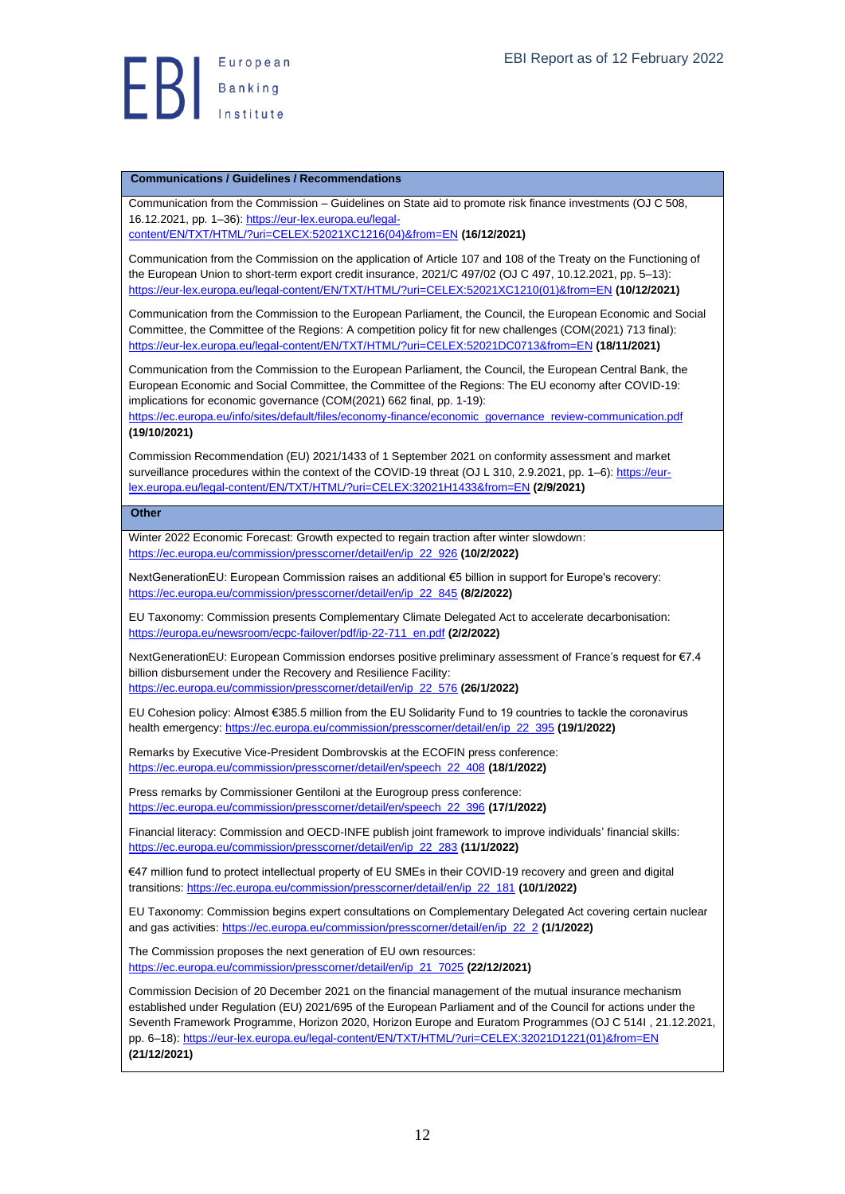| **Communications / Guidelines / Recommendations** |
|---|
| Communication from the Commission – Guidelines on State aid to promote risk finance investments (OJ C 508, 16.12.2021, pp. 1–36): https://eur-lex.europa.eu/legal-content/EN/TXT/HTML/?uri=CELEX:52021XC1216(04)&from=EN **(16/12/2021)** |
| Communication from the Commission on the application of Article 107 and 108 of the Treaty on the Functioning of the European Union to short-term export credit insurance, 2021/C 497/02 (OJ C 497, 10.12.2021, pp. 5–13): https://eur-lex.europa.eu/legal-content/EN/TXT/HTML/?uri=CELEX:52021XC1210(01)&from=EN **(10/12/2021)** |
| Communication from the Commission to the European Parliament, the Council, the European Economic and Social Committee, the Committee of the Regions: A competition policy fit for new challenges (COM(2021) 713 final): https://eur-lex.europa.eu/legal-content/EN/TXT/HTML/?uri=CELEX:52021DC0713&from=EN **(18/11/2021)** |
| Communication from the Commission to the European Parliament, the Council, the European Central Bank, the European Economic and Social Committee, the Committee of the Regions: The EU economy after COVID-19: implications for economic governance (COM(2021) 662 final, pp. 1-19): https://ec.europa.eu/info/sites/default/files/economy-finance/economic_governance_review-communication.pdf **(19/10/2021)** |
| Commission Recommendation (EU) 2021/1433 of 1 September 2021 on conformity assessment and market surveillance procedures within the context of the COVID-19 threat (OJ L 310, 2.9.2021, pp. 1–6): https://eur-lex.europa.eu/legal-content/EN/TXT/HTML/?uri=CELEX:32021H1433&from=EN **(2/9/2021)** |
| **Other** |
| Winter 2022 Economic Forecast: Growth expected to regain traction after winter slowdown: https://ec.europa.eu/commission/presscorner/detail/en/ip_22_926 **(10/2/2022)** |
| NextGenerationEU: European Commission raises an additional €5 billion in support for Europe's recovery: https://ec.europa.eu/commission/presscorner/detail/en/ip_22_845 **(8/2/2022)** |
| EU Taxonomy: Commission presents Complementary Climate Delegated Act to accelerate decarbonisation: https://europa.eu/newsroom/ecpc-failover/pdf/ip-22-711_en.pdf **(2/2/2022)** |
| NextGenerationEU: European Commission endorses positive preliminary assessment of France's request for €7.4 billion disbursement under the Recovery and Resilience Facility: https://ec.europa.eu/commission/presscorner/detail/en/ip_22_576 **(26/1/2022)** |
| EU Cohesion policy: Almost €385.5 million from the EU Solidarity Fund to 19 countries to tackle the coronavirus health emergency: https://ec.europa.eu/commission/presscorner/detail/en/ip_22_395 **(19/1/2022)** |
| Remarks by Executive Vice-President Dombrovskis at the ECOFIN press conference: https://ec.europa.eu/commission/presscorner/detail/en/speech_22_408 **(18/1/2022)** |
| Press remarks by Commissioner Gentiloni at the Eurogroup press conference: https://ec.europa.eu/commission/presscorner/detail/en/speech_22_396 **(17/1/2022)** |
| Financial literacy: Commission and OECD-INFE publish joint framework to improve individuals' financial skills: https://ec.europa.eu/commission/presscorner/detail/en/ip_22_283 **(11/1/2022)** |
| €47 million fund to protect intellectual property of EU SMEs in their COVID-19 recovery and green and digital transitions: https://ec.europa.eu/commission/presscorner/detail/en/ip_22_181 **(10/1/2022)** |
| EU Taxonomy: Commission begins expert consultations on Complementary Delegated Act covering certain nuclear and gas activities: https://ec.europa.eu/commission/presscorner/detail/en/ip_22_2 **(1/1/2022)** |
| The Commission proposes the next generation of EU own resources: https://ec.europa.eu/commission/presscorner/detail/en/ip_21_7025 **(22/12/2021)** |
| Commission Decision of 20 December 2021 on the financial management of the mutual insurance mechanism established under Regulation (EU) 2021/695 of the European Parliament and of the Council for actions under the Seventh Framework Programme, Horizon 2020, Horizon Europe and Euratom Programmes (OJ C 514I , 21.12.2021, pp. 6–18): https://eur-lex.europa.eu/legal-content/EN/TXT/HTML/?uri=CELEX:32021D1221(01)&from=EN **(21/12/2021)** |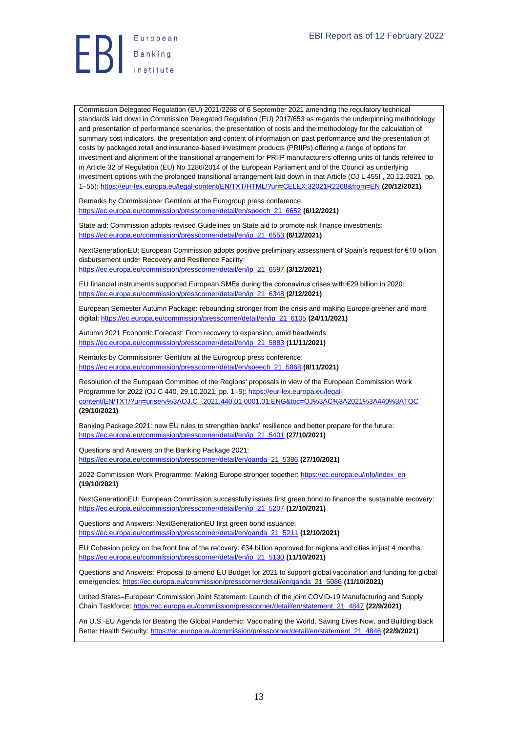Commission Delegated Regulation (EU) 2021/2268 of 6 September 2021 amending the regulatory technical standards laid down in Commission Delegated Regulation (EU) 2017/653 as regards the underpinning methodology and presentation of performance scenarios, the presentation of costs and the methodology for the calculation of summary cost indicators, the presentation and content of information on past performance and the presentation of costs by packaged retail and insurance-based investment products (PRIIPs) offering a range of options for investment and alignment of the transitional arrangement for PRIIP manufacturers offering units of funds referred to in Article 32 of Regulation (EU) No 1286/2014 of the European Parliament and of the Council as underlying investment options with the prolonged transitional arrangement laid down in that Article (OJ L 455I , 20.12.2021, pp. 1–55): https://eur-lex.europa.eu/legal-content/EN/TXT/HTML/?uri=CELEX:32021R2268&from=EN **(20/12/2021)**

Remarks by Commissioner Gentiloni at the Eurogroup press conference: https://ec.europa.eu/commission/presscorner/detail/en/speech_21_6652 **(6/12/2021)**

State aid: Commission adopts revised Guidelines on State aid to promote risk finance investments: https://ec.europa.eu/commission/presscorner/detail/en/ip_21_6553 **(6/12/2021)**

NextGenerationEU: European Commission adopts positive preliminary assessment of Spain's request for €10 billion disbursement under Recovery and Resilience Facility: https://ec.europa.eu/commission/presscorner/detail/en/ip_21_6597 **(3/12/2021)**

EU financial instruments supported European SMEs during the coronavirus crises with €29 billion in 2020: https://ec.europa.eu/commission/presscorner/detail/en/ip_21_6348 **(2/12/2021)**

European Semester Autumn Package: rebounding stronger from the crisis and making Europe greener and more digital: https://ec.europa.eu/commission/presscorner/detail/en/ip_21_6105 **(24/11/2021)**

Autumn 2021 Economic Forecast: From recovery to expansion, amid headwinds: https://ec.europa.eu/commission/presscorner/detail/en/ip_21_5883 **(11/11/2021)**

Remarks by Commissioner Gentiloni at the Eurogroup press conference: https://ec.europa.eu/commission/presscorner/detail/en/speech_21_5868 **(8/11/2021)**

Resolution of the European Committee of the Regions' proposals in view of the European Commission Work Programme for 2022 (OJ C 440, 29.10.2021, pp. 1–5): https://eur-lex.europa.eu/legal-content/EN/TXT/?uri=uriserv%3AOJ.C_.2021.440.01.0001.01.ENG&toc=OJ%3AC%3A2021%3A440%3ATOC **(29/10/2021)**

Banking Package 2021: new EU rules to strengthen banks' resilience and better prepare for the future: https://ec.europa.eu/commission/presscorner/detail/en/ip_21_5401 **(27/10/2021)**

Questions and Answers on the Banking Package 2021: https://ec.europa.eu/commission/presscorner/detail/en/qanda_21_5386 **(27/10/2021)**

2022 Commission Work Programme: Making Europe stronger together: https://ec.europa.eu/info/index_en **(19/10/2021)**

NextGenerationEU: European Commission successfully issues first green bond to finance the sustainable recovery: https://ec.europa.eu/commission/presscorner/detail/en/ip_21_5207 **(12/10/2021)**

Questions and Answers: NextGenerationEU first green bond issuance: https://ec.europa.eu/commission/presscorner/detail/en/qanda_21_5211 **(12/10/2021)**

EU Cohesion policy on the front line of the recovery: €34 billion approved for regions and cities in just 4 months: https://ec.europa.eu/commission/presscorner/detail/en/ip_21_5130 **(11/10/2021)**

Questions and Answers: Proposal to amend EU Budget for 2021 to support global vaccination and funding for global emergencies: https://ec.europa.eu/commission/presscorner/detail/en/qanda_21_5086 **(11/10/2021)**

United States–European Commission Joint Statement: Launch of the joint COVID-19 Manufacturing and Supply Chain Taskforce: https://ec.europa.eu/commission/presscorner/detail/en/statement_21_4847 **(22/9/2021)**

An U.S.-EU Agenda for Beating the Global Pandemic: Vaccinating the World, Saving Lives Now, and Building Back Better Health Security: https://ec.europa.eu/commission/presscorner/detail/en/statement_21_4846 **(22/9/2021)**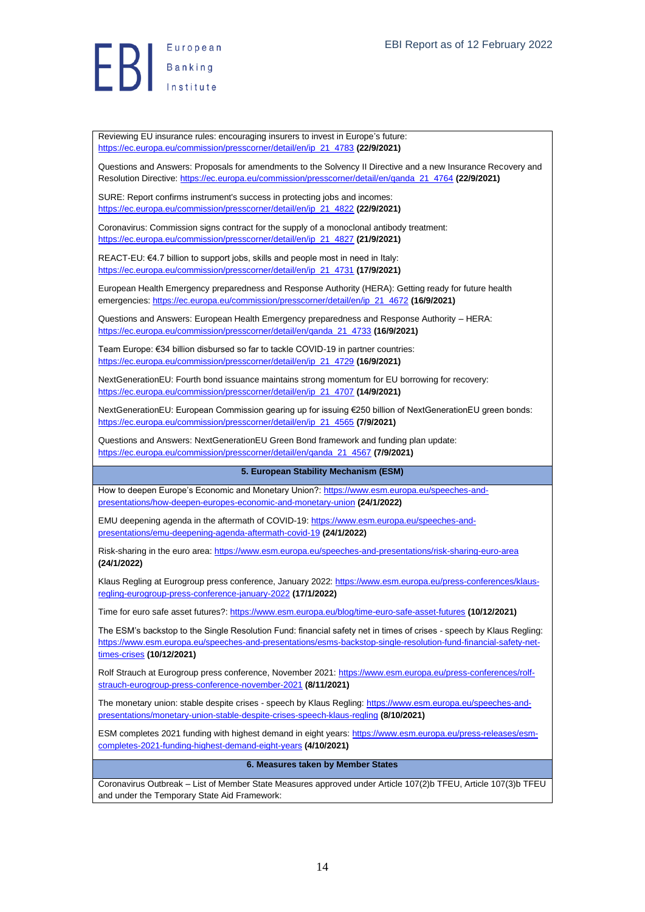Reviewing EU insurance rules: encouraging insurers to invest in Europe's future: https://ec.europa.eu/commission/presscorner/detail/en/ip_21_4783 **(22/9/2021)**

Questions and Answers: Proposals for amendments to the Solvency II Directive and a new Insurance Recovery and Resolution Directive: https://ec.europa.eu/commission/presscorner/detail/en/qanda_21_4764 **(22/9/2021)**

SURE: Report confirms instrument's success in protecting jobs and incomes: https://ec.europa.eu/commission/presscorner/detail/en/ip_21_4822 **(22/9/2021)**

Coronavirus: Commission signs contract for the supply of a monoclonal antibody treatment: https://ec.europa.eu/commission/presscorner/detail/en/ip_21_4827 **(21/9/2021)**

REACT-EU: €4.7 billion to support jobs, skills and people most in need in Italy: https://ec.europa.eu/commission/presscorner/detail/en/ip_21_4731 **(17/9/2021)**

European Health Emergency preparedness and Response Authority (HERA): Getting ready for future health emergencies: https://ec.europa.eu/commission/presscorner/detail/en/ip_21_4672 **(16/9/2021)**

Questions and Answers: European Health Emergency preparedness and Response Authority – HERA: https://ec.europa.eu/commission/presscorner/detail/en/qanda_21_4733 **(16/9/2021)**

Team Europe: €34 billion disbursed so far to tackle COVID-19 in partner countries: https://ec.europa.eu/commission/presscorner/detail/en/ip_21_4729 **(16/9/2021)**

NextGenerationEU: Fourth bond issuance maintains strong momentum for EU borrowing for recovery: https://ec.europa.eu/commission/presscorner/detail/en/ip_21_4707 **(14/9/2021)**

NextGenerationEU: European Commission gearing up for issuing €250 billion of NextGenerationEU green bonds: https://ec.europa.eu/commission/presscorner/detail/en/ip_21_4565 **(7/9/2021)**

Questions and Answers: NextGenerationEU Green Bond framework and funding plan update: https://ec.europa.eu/commission/presscorner/detail/en/qanda_21_4567 **(7/9/2021)**

## 5. European Stability Mechanism (ESM)

How to deepen Europe's Economic and Monetary Union?: https://www.esm.europa.eu/speeches-and-presentations/how-deepen-europes-economic-and-monetary-union **(24/1/2022)**

EMU deepening agenda in the aftermath of COVID-19: https://www.esm.europa.eu/speeches-and-presentations/emu-deepening-agenda-aftermath-covid-19 **(24/1/2022)**

Risk-sharing in the euro area: https://www.esm.europa.eu/speeches-and-presentations/risk-sharing-euro-area **(24/1/2022)**

Klaus Regling at Eurogroup press conference, January 2022: https://www.esm.europa.eu/press-conferences/klaus-regling-eurogroup-press-conference-january-2022 **(17/1/2022)**

Time for euro safe asset futures?: https://www.esm.europa.eu/blog/time-euro-safe-asset-futures **(10/12/2021)**

The ESM's backstop to the Single Resolution Fund: financial safety net in times of crises - speech by Klaus Regling: https://www.esm.europa.eu/speeches-and-presentations/esms-backstop-single-resolution-fund-financial-safety-net-times-crises **(10/12/2021)**

Rolf Strauch at Eurogroup press conference, November 2021: https://www.esm.europa.eu/press-conferences/rolf-strauch-eurogroup-press-conference-november-2021 **(8/11/2021)**

The monetary union: stable despite crises - speech by Klaus Regling: https://www.esm.europa.eu/speeches-and-presentations/monetary-union-stable-despite-crises-speech-klaus-regling **(8/10/2021)**

ESM completes 2021 funding with highest demand in eight years: https://www.esm.europa.eu/press-releases/esm-completes-2021-funding-highest-demand-eight-years **(4/10/2021)**

## 6. Measures taken by Member States

Coronavirus Outbreak – List of Member State Measures approved under Article 107(2)b TFEU, Article 107(3)b TFEU and under the Temporary State Aid Framework: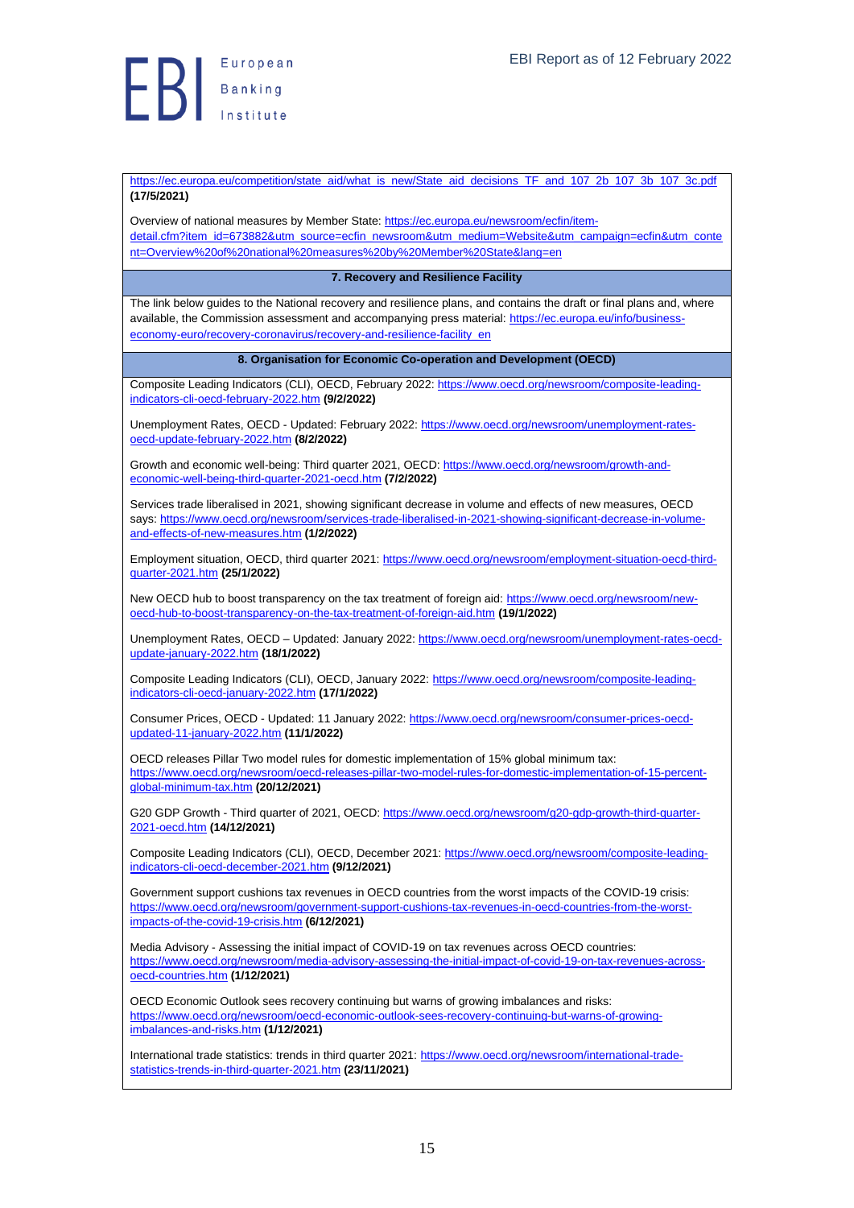https://ec.europa.eu/competition/state_aid/what_is_new/State_aid_decisions_TF_and_107_2b_107_3b_107_3c.pdf **(17/5/2021)**

Overview of national measures by Member State: https://ec.europa.eu/newsroom/ecfin/item-detail.cfm?item_id=673882&utm_source=ecfin_newsroom&utm_medium=Website&utm_campaign=ecfin&utm_content=Overview%20of%20national%20measures%20by%20Member%20State&lang=en

### 7. Recovery and Resilience Facility

The link below guides to the National recovery and resilience plans, and contains the draft or final plans and, where available, the Commission assessment and accompanying press material: https://ec.europa.eu/info/business-economy-euro/recovery-coronavirus/recovery-and-resilience-facility_en

### 8. Organisation for Economic Co-operation and Development (OECD)

Composite Leading Indicators (CLI), OECD, February 2022: https://www.oecd.org/newsroom/composite-leading-indicators-cli-oecd-february-2022.htm **(9/2/2022)**

Unemployment Rates, OECD - Updated: February 2022: https://www.oecd.org/newsroom/unemployment-rates-oecd-update-february-2022.htm **(8/2/2022)**

Growth and economic well-being: Third quarter 2021, OECD: https://www.oecd.org/newsroom/growth-and-economic-well-being-third-quarter-2021-oecd.htm **(7/2/2022)**

Services trade liberalised in 2021, showing significant decrease in volume and effects of new measures, OECD says: https://www.oecd.org/newsroom/services-trade-liberalised-in-2021-showing-significant-decrease-in-volume-and-effects-of-new-measures.htm **(1/2/2022)**

Employment situation, OECD, third quarter 2021: https://www.oecd.org/newsroom/employment-situation-oecd-third-quarter-2021.htm **(25/1/2022)**

New OECD hub to boost transparency on the tax treatment of foreign aid: https://www.oecd.org/newsroom/new-oecd-hub-to-boost-transparency-on-the-tax-treatment-of-foreign-aid.htm **(19/1/2022)**

Unemployment Rates, OECD – Updated: January 2022: https://www.oecd.org/newsroom/unemployment-rates-oecd-update-january-2022.htm **(18/1/2022)**

Composite Leading Indicators (CLI), OECD, January 2022: https://www.oecd.org/newsroom/composite-leading-indicators-cli-oecd-january-2022.htm **(17/1/2022)**

Consumer Prices, OECD - Updated: 11 January 2022: https://www.oecd.org/newsroom/consumer-prices-oecd-updated-11-january-2022.htm **(11/1/2022)**

OECD releases Pillar Two model rules for domestic implementation of 15% global minimum tax: https://www.oecd.org/newsroom/oecd-releases-pillar-two-model-rules-for-domestic-implementation-of-15-percent-global-minimum-tax.htm **(20/12/2021)**

G20 GDP Growth - Third quarter of 2021, OECD: https://www.oecd.org/newsroom/g20-gdp-growth-third-quarter-2021-oecd.htm **(14/12/2021)**

Composite Leading Indicators (CLI), OECD, December 2021: https://www.oecd.org/newsroom/composite-leading-indicators-cli-oecd-december-2021.htm **(9/12/2021)**

Government support cushions tax revenues in OECD countries from the worst impacts of the COVID-19 crisis: https://www.oecd.org/newsroom/government-support-cushions-tax-revenues-in-oecd-countries-from-the-worst-impacts-of-the-covid-19-crisis.htm **(6/12/2021)**

Media Advisory - Assessing the initial impact of COVID-19 on tax revenues across OECD countries: https://www.oecd.org/newsroom/media-advisory-assessing-the-initial-impact-of-covid-19-on-tax-revenues-across-oecd-countries.htm **(1/12/2021)**

OECD Economic Outlook sees recovery continuing but warns of growing imbalances and risks: https://www.oecd.org/newsroom/oecd-economic-outlook-sees-recovery-continuing-but-warns-of-growing-imbalances-and-risks.htm **(1/12/2021)**

International trade statistics: trends in third quarter 2021: https://www.oecd.org/newsroom/international-trade-statistics-trends-in-third-quarter-2021.htm **(23/11/2021)**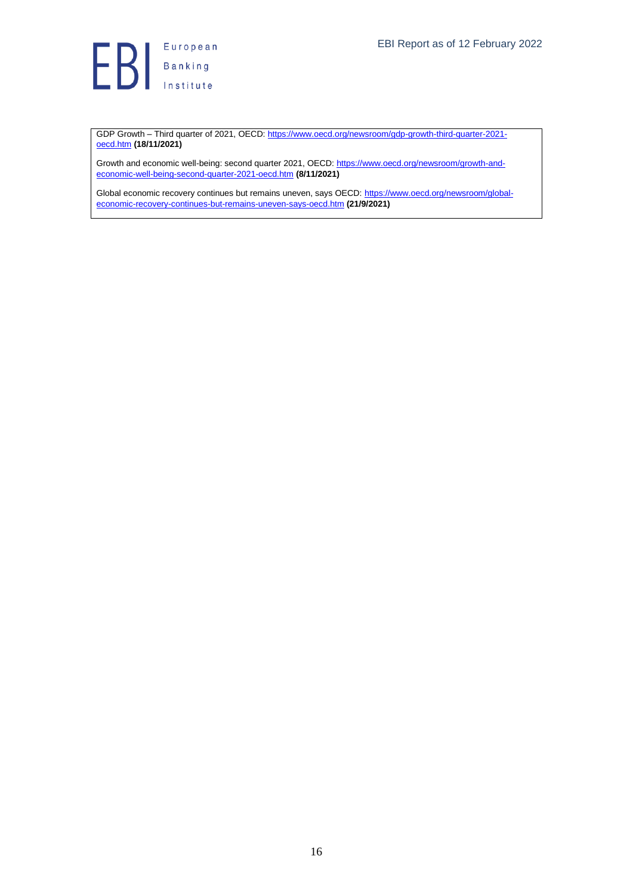GDP Growth – Third quarter of 2021, OECD: [https://www.oecd.org/newsroom/gdp-growth-third-quarter-2021-oecd.htm](https://www.oecd.org/newsroom/gdp-growth-third-quarter-2021-oecd.htm) **(18/11/2021)**

Growth and economic well-being: second quarter 2021, OECD: [https://www.oecd.org/newsroom/growth-and-economic-well-being-second-quarter-2021-oecd.htm](https://www.oecd.org/newsroom/growth-and-economic-well-being-second-quarter-2021-oecd.htm) **(8/11/2021)**

Global economic recovery continues but remains uneven, says OECD: [https://www.oecd.org/newsroom/global-economic-recovery-continues-but-remains-uneven-says-oecd.htm](https://www.oecd.org/newsroom/global-economic-recovery-continues-but-remains-uneven-says-oecd.htm) **(21/9/2021)**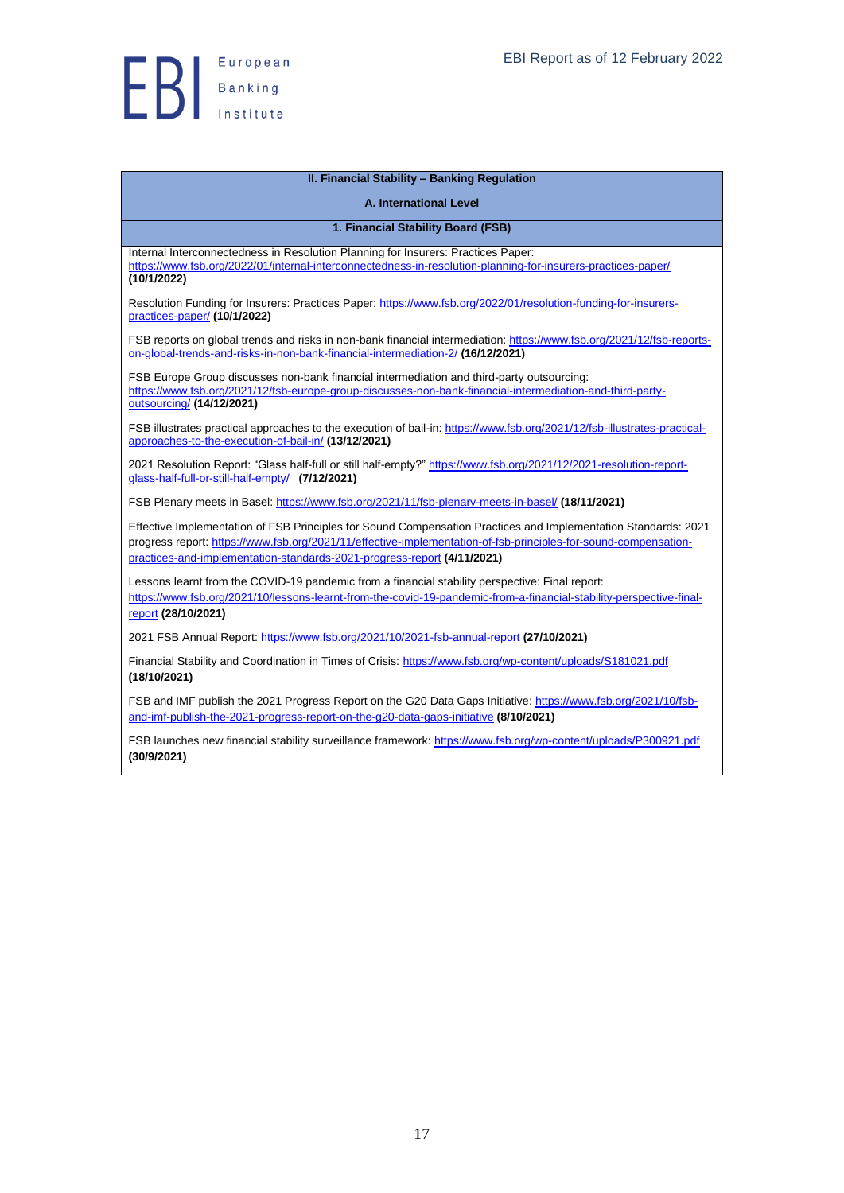**II. Financial Stability – Banking Regulation**

**A. International Level**

**1. Financial Stability Board (FSB)**

Internal Interconnectedness in Resolution Planning for Insurers: Practices Paper: https://www.fsb.org/2022/01/internal-interconnectedness-in-resolution-planning-for-insurers-practices-paper/ **(10/1/2022)**

Resolution Funding for Insurers: Practices Paper: https://www.fsb.org/2022/01/resolution-funding-for-insurers-practices-paper/ **(10/1/2022)**

FSB reports on global trends and risks in non-bank financial intermediation: https://www.fsb.org/2021/12/fsb-reports-on-global-trends-and-risks-in-non-bank-financial-intermediation-2/ **(16/12/2021)**

FSB Europe Group discusses non-bank financial intermediation and third-party outsourcing: https://www.fsb.org/2021/12/fsb-europe-group-discusses-non-bank-financial-intermediation-and-third-party-outsourcing/ **(14/12/2021)**

FSB illustrates practical approaches to the execution of bail-in: https://www.fsb.org/2021/12/fsb-illustrates-practical-approaches-to-the-execution-of-bail-in/ **(13/12/2021)**

2021 Resolution Report: "Glass half-full or still half-empty?" https://www.fsb.org/2021/12/2021-resolution-report-glass-half-full-or-still-half-empty/ **(7/12/2021)**

FSB Plenary meets in Basel: https://www.fsb.org/2021/11/fsb-plenary-meets-in-basel/ **(18/11/2021)**

Effective Implementation of FSB Principles for Sound Compensation Practices and Implementation Standards: 2021 progress report: https://www.fsb.org/2021/11/effective-implementation-of-fsb-principles-for-sound-compensation-practices-and-implementation-standards-2021-progress-report **(4/11/2021)**

Lessons learnt from the COVID-19 pandemic from a financial stability perspective: Final report: https://www.fsb.org/2021/10/lessons-learnt-from-the-covid-19-pandemic-from-a-financial-stability-perspective-final-report **(28/10/2021)**

2021 FSB Annual Report: https://www.fsb.org/2021/10/2021-fsb-annual-report **(27/10/2021)**

Financial Stability and Coordination in Times of Crisis: https://www.fsb.org/wp-content/uploads/S181021.pdf **(18/10/2021)**

FSB and IMF publish the 2021 Progress Report on the G20 Data Gaps Initiative: https://www.fsb.org/2021/10/fsb-and-imf-publish-the-2021-progress-report-on-the-g20-data-gaps-initiative **(8/10/2021)**

FSB launches new financial stability surveillance framework: https://www.fsb.org/wp-content/uploads/P300921.pdf **(30/9/2021)**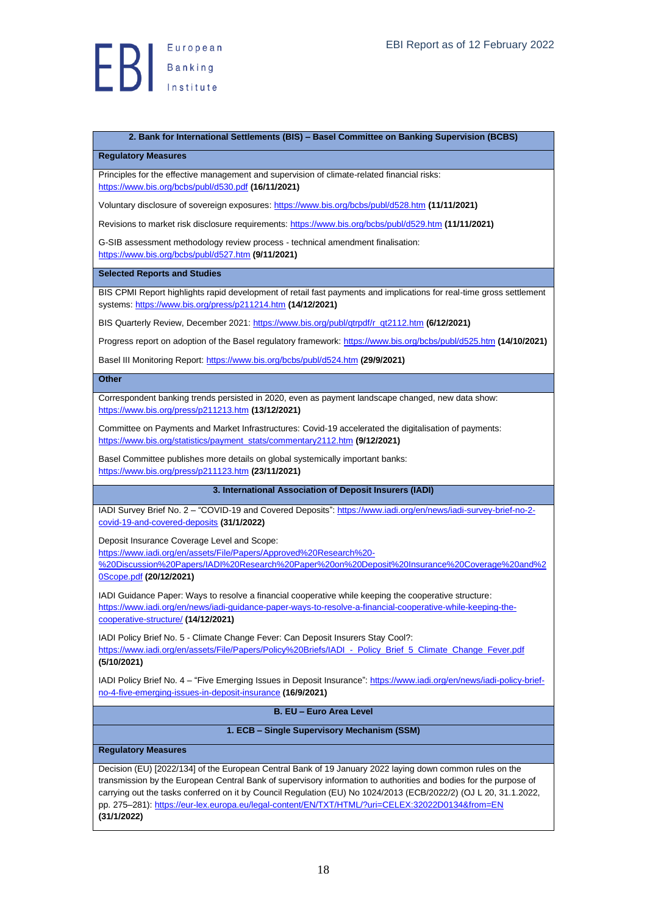### 2. Bank for International Settlements (BIS) – Basel Committee on Banking Supervision (BCBS)

**Regulatory Measures**

Principles for the effective management and supervision of climate-related financial risks: https://www.bis.org/bcbs/publ/d530.pdf **(16/11/2021)**

Voluntary disclosure of sovereign exposures: https://www.bis.org/bcbs/publ/d528.htm **(11/11/2021)**

Revisions to market risk disclosure requirements: https://www.bis.org/bcbs/publ/d529.htm **(11/11/2021)**

G-SIB assessment methodology review process - technical amendment finalisation: https://www.bis.org/bcbs/publ/d527.htm **(9/11/2021)**

**Selected Reports and Studies**

BIS CPMI Report highlights rapid development of retail fast payments and implications for real-time gross settlement systems: https://www.bis.org/press/p211214.htm **(14/12/2021)**

BIS Quarterly Review, December 2021: https://www.bis.org/publ/qtrpdf/r_qt2112.htm **(6/12/2021)**

Progress report on adoption of the Basel regulatory framework: https://www.bis.org/bcbs/publ/d525.htm **(14/10/2021)**

Basel III Monitoring Report: https://www.bis.org/bcbs/publ/d524.htm **(29/9/2021)**

**Other**

Correspondent banking trends persisted in 2020, even as payment landscape changed, new data show: https://www.bis.org/press/p211213.htm **(13/12/2021)**

Committee on Payments and Market Infrastructures: Covid-19 accelerated the digitalisation of payments: https://www.bis.org/statistics/payment_stats/commentary2112.htm **(9/12/2021)**

Basel Committee publishes more details on global systemically important banks: https://www.bis.org/press/p211123.htm **(23/11/2021)**

### 3. International Association of Deposit Insurers (IADI)

IADI Survey Brief No. 2 – "COVID-19 and Covered Deposits": https://www.iadi.org/en/news/iadi-survey-brief-no-2-covid-19-and-covered-deposits **(31/1/2022)**

Deposit Insurance Coverage Level and Scope: https://www.iadi.org/en/assets/File/Papers/Approved%20Research%20-%20Discussion%20Papers/IADI%20Research%20Paper%20on%20Deposit%20Insurance%20Coverage%20and%20Scope.pdf **(20/12/2021)**

IADI Guidance Paper: Ways to resolve a financial cooperative while keeping the cooperative structure: https://www.iadi.org/en/news/iadi-guidance-paper-ways-to-resolve-a-financial-cooperative-while-keeping-the-cooperative-structure/ **(14/12/2021)**

IADI Policy Brief No. 5 - Climate Change Fever: Can Deposit Insurers Stay Cool?: https://www.iadi.org/en/assets/File/Papers/Policy%20Briefs/IADI_-_Policy_Brief_5_Climate_Change_Fever.pdf **(5/10/2021)**

IADI Policy Brief No. 4 – "Five Emerging Issues in Deposit Insurance": https://www.iadi.org/en/news/iadi-policy-brief-no-4-five-emerging-issues-in-deposit-insurance **(16/9/2021)**

## B. EU – Euro Area Level

### 1. ECB – Single Supervisory Mechanism (SSM)

**Regulatory Measures**

Decision (EU) [2022/134] of the European Central Bank of 19 January 2022 laying down common rules on the transmission by the European Central Bank of supervisory information to authorities and bodies for the purpose of carrying out the tasks conferred on it by Council Regulation (EU) No 1024/2013 (ECB/2022/2) (OJ L 20, 31.1.2022, pp. 275–281): https://eur-lex.europa.eu/legal-content/EN/TXT/HTML/?uri=CELEX:32022D0134&from=EN **(31/1/2022)**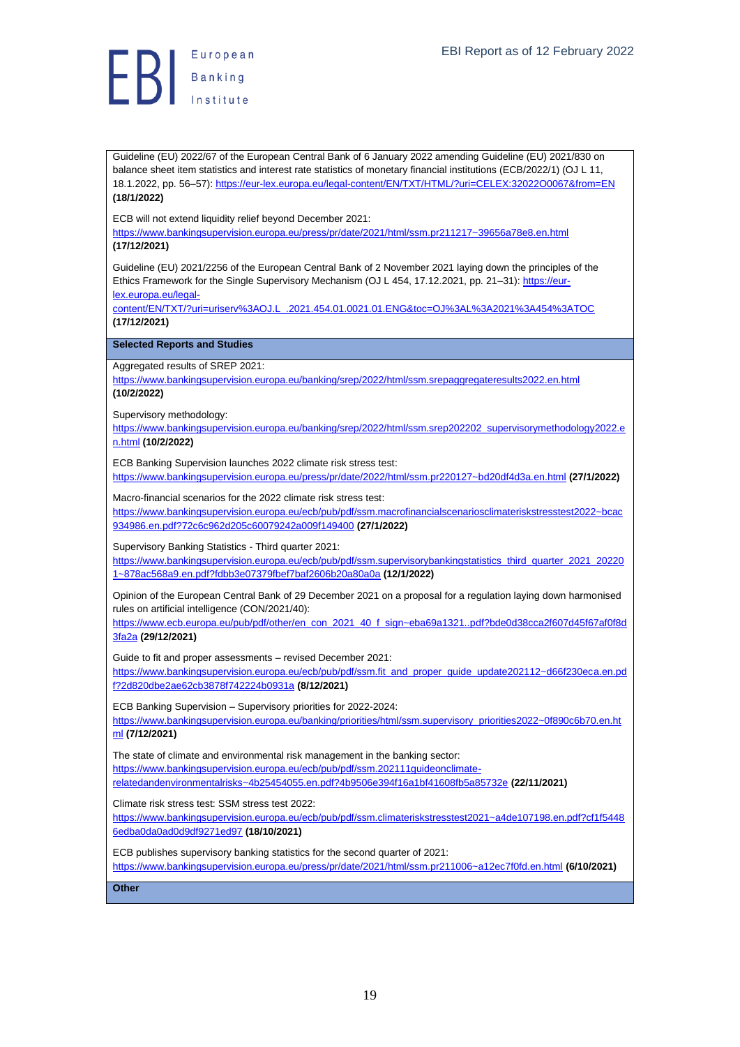Guideline (EU) 2022/67 of the European Central Bank of 6 January 2022 amending Guideline (EU) 2021/830 on balance sheet item statistics and interest rate statistics of monetary financial institutions (ECB/2022/1) (OJ L 11, 18.1.2022, pp. 56–57): https://eur-lex.europa.eu/legal-content/EN/TXT/HTML/?uri=CELEX:32022O0067&from=EN **(18/1/2022)**

ECB will not extend liquidity relief beyond December 2021: https://www.bankingsupervision.europa.eu/press/pr/date/2021/html/ssm.pr211217~39656a78e8.en.html **(17/12/2021)**

Guideline (EU) 2021/2256 of the European Central Bank of 2 November 2021 laying down the principles of the Ethics Framework for the Single Supervisory Mechanism (OJ L 454, 17.12.2021, pp. 21–31): https://eur-lex.europa.eu/legal-content/EN/TXT/?uri=uriserv%3AOJ.L_.2021.454.01.0021.01.ENG&toc=OJ%3AL%3A2021%3A454%3ATOC **(17/12/2021)**

**Selected Reports and Studies**

Aggregated results of SREP 2021: https://www.bankingsupervision.europa.eu/banking/srep/2022/html/ssm.srepaggregateresults2022.en.html **(10/2/2022)**

Supervisory methodology: https://www.bankingsupervision.europa.eu/banking/srep/2022/html/ssm.srep202202_supervisorymethodology2022.en.html **(10/2/2022)**

ECB Banking Supervision launches 2022 climate risk stress test: https://www.bankingsupervision.europa.eu/press/pr/date/2022/html/ssm.pr220127~bd20df4d3a.en.html **(27/1/2022)**

Macro-financial scenarios for the 2022 climate risk stress test: https://www.bankingsupervision.europa.eu/ecb/pub/pdf/ssm.macrofinancialscenariosclimateriskstresstest2022~bcac934986.en.pdf?72c6c962d205c60079242a009f149400 **(27/1/2022)**

Supervisory Banking Statistics - Third quarter 2021: https://www.bankingsupervision.europa.eu/ecb/pub/pdf/ssm.supervisorybankingstatistics_third_quarter_2021_202201~878ac568a9.en.pdf?fdbb3e07379fbef7baf2606b20a80a0a **(12/1/2022)**

Opinion of the European Central Bank of 29 December 2021 on a proposal for a regulation laying down harmonised rules on artificial intelligence (CON/2021/40): https://www.ecb.europa.eu/pub/pdf/other/en_con_2021_40_f_sign~eba69a1321..pdf?bde0d38cca2f607d45f67af0f8d3fa2a **(29/12/2021)**

Guide to fit and proper assessments – revised December 2021: https://www.bankingsupervision.europa.eu/ecb/pub/pdf/ssm.fit_and_proper_guide_update202112~d66f230eca.en.pdf?2d820dbe2ae62cb3878f742224b0931a **(8/12/2021)**

ECB Banking Supervision – Supervisory priorities for 2022-2024: https://www.bankingsupervision.europa.eu/banking/priorities/html/ssm.supervisory_priorities2022~0f890c6b70.en.html **(7/12/2021)**

The state of climate and environmental risk management in the banking sector: https://www.bankingsupervision.europa.eu/ecb/pub/pdf/ssm.202111guideonclimate-relatedandenvironmentalrisks~4b25454055.en.pdf?4b9506e394f16a1bf41608fb5a85732e **(22/11/2021)**

Climate risk stress test: SSM stress test 2022: https://www.bankingsupervision.europa.eu/ecb/pub/pdf/ssm.climateriskstresstest2021~a4de107198.en.pdf?cf1f54486edba0da0ad0d9df9271ed97 **(18/10/2021)**

ECB publishes supervisory banking statistics for the second quarter of 2021: https://www.bankingsupervision.europa.eu/press/pr/date/2021/html/ssm.pr211006~a12ec7f0fd.en.html **(6/10/2021)**

**Other**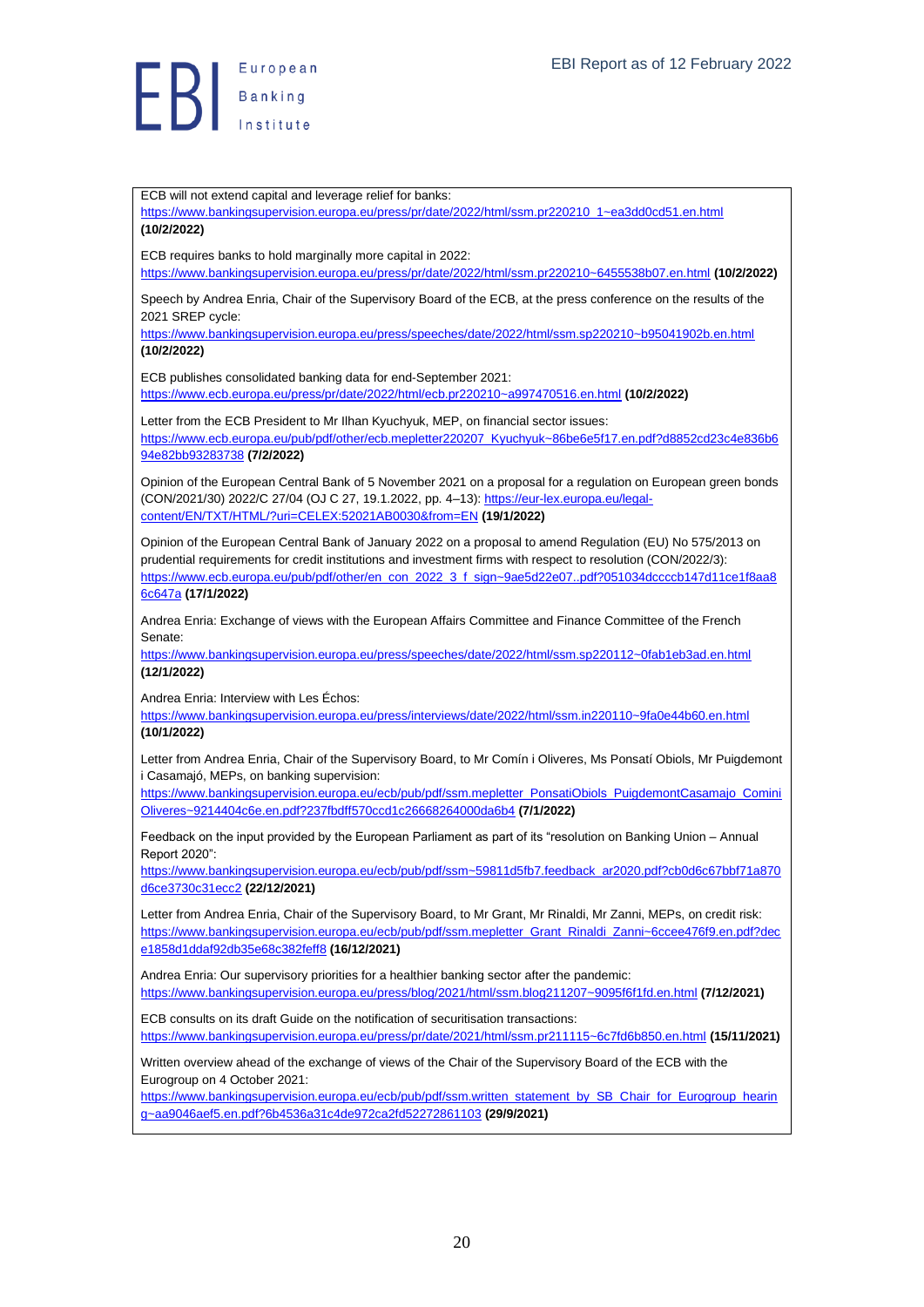ECB will not extend capital and leverage relief for banks:
https://www.bankingsupervision.europa.eu/press/pr/date/2022/html/ssm.pr220210_1~ea3dd0cd51.en.html **(10/2/2022)**

ECB requires banks to hold marginally more capital in 2022:
https://www.bankingsupervision.europa.eu/press/pr/date/2022/html/ssm.pr220210~6455538b07.en.html **(10/2/2022)**

Speech by Andrea Enria, Chair of the Supervisory Board of the ECB, at the press conference on the results of the 2021 SREP cycle:
https://www.bankingsupervision.europa.eu/press/speeches/date/2022/html/ssm.sp220210~b95041902b.en.html **(10/2/2022)**

ECB publishes consolidated banking data for end-September 2021:
https://www.ecb.europa.eu/press/pr/date/2022/html/ecb.pr220210~a997470516.en.html **(10/2/2022)**

Letter from the ECB President to Mr Ilhan Kyuchyuk, MEP, on financial sector issues:
https://www.ecb.europa.eu/pub/pdf/other/ecb.mepletter220207_Kyuchyuk~86be6e5f17.en.pdf?d8852cd23c4e836b694e82bb93283738 **(7/2/2022)**

Opinion of the European Central Bank of 5 November 2021 on a proposal for a regulation on European green bonds (CON/2021/30) 2022/C 27/04 (OJ C 27, 19.1.2022, pp. 4–13): https://eur-lex.europa.eu/legal-content/EN/TXT/HTML/?uri=CELEX:52021AB0030&from=EN **(19/1/2022)**

Opinion of the European Central Bank of January 2022 on a proposal to amend Regulation (EU) No 575/2013 on prudential requirements for credit institutions and investment firms with respect to resolution (CON/2022/3):
https://www.ecb.europa.eu/pub/pdf/other/en_con_2022_3_f_sign~9ae5d22e07..pdf?051034dcccb147d11ce1f8aa86c647a **(17/1/2022)**

Andrea Enria: Exchange of views with the European Affairs Committee and Finance Committee of the French Senate:
https://www.bankingsupervision.europa.eu/press/speeches/date/2022/html/ssm.sp220112~0fab1eb3ad.en.html **(12/1/2022)**

Andrea Enria: Interview with Les Échos:
https://www.bankingsupervision.europa.eu/press/interviews/date/2022/html/ssm.in220110~9fa0e44b60.en.html **(10/1/2022)**

Letter from Andrea Enria, Chair of the Supervisory Board, to Mr Comín i Oliveres, Ms Ponsatí Obiols, Mr Puigdemont i Casamajó, MEPs, on banking supervision:
https://www.bankingsupervision.europa.eu/ecb/pub/pdf/ssm.mepletter_PonsatiObiols_PuigdemontCasamajo_CominiOliveres~9214404c6e.en.pdf?237fbdff570ccd1c26668264000da6b4 **(7/1/2022)**

Feedback on the input provided by the European Parliament as part of its "resolution on Banking Union – Annual Report 2020":
https://www.bankingsupervision.europa.eu/ecb/pub/pdf/ssm~59811d5fb7.feedback_ar2020.pdf?cb0d6c67bbf71a870d6ce3730c31ecc2 **(22/12/2021)**

Letter from Andrea Enria, Chair of the Supervisory Board, to Mr Grant, Mr Rinaldi, Mr Zanni, MEPs, on credit risk:
https://www.bankingsupervision.europa.eu/ecb/pub/pdf/ssm.mepletter_Grant_Rinaldi_Zanni~6ccee476f9.en.pdf?dece1858d1ddaf92db35e68c382feff8 **(16/12/2021)**

Andrea Enria: Our supervisory priorities for a healthier banking sector after the pandemic:
https://www.bankingsupervision.europa.eu/press/blog/2021/html/ssm.blog211207~9095f6f1fd.en.html **(7/12/2021)**

ECB consults on its draft Guide on the notification of securitisation transactions:
https://www.bankingsupervision.europa.eu/press/pr/date/2021/html/ssm.pr211115~6c7fd6b850.en.html **(15/11/2021)**

Written overview ahead of the exchange of views of the Chair of the Supervisory Board of the ECB with the Eurogroup on 4 October 2021:
https://www.bankingsupervision.europa.eu/ecb/pub/pdf/ssm.written_statement_by_SB_Chair_for_Eurogroup_hearing~aa9046aef5.en.pdf?6b4536a31c4de972ca2fd52272861103 **(29/9/2021)**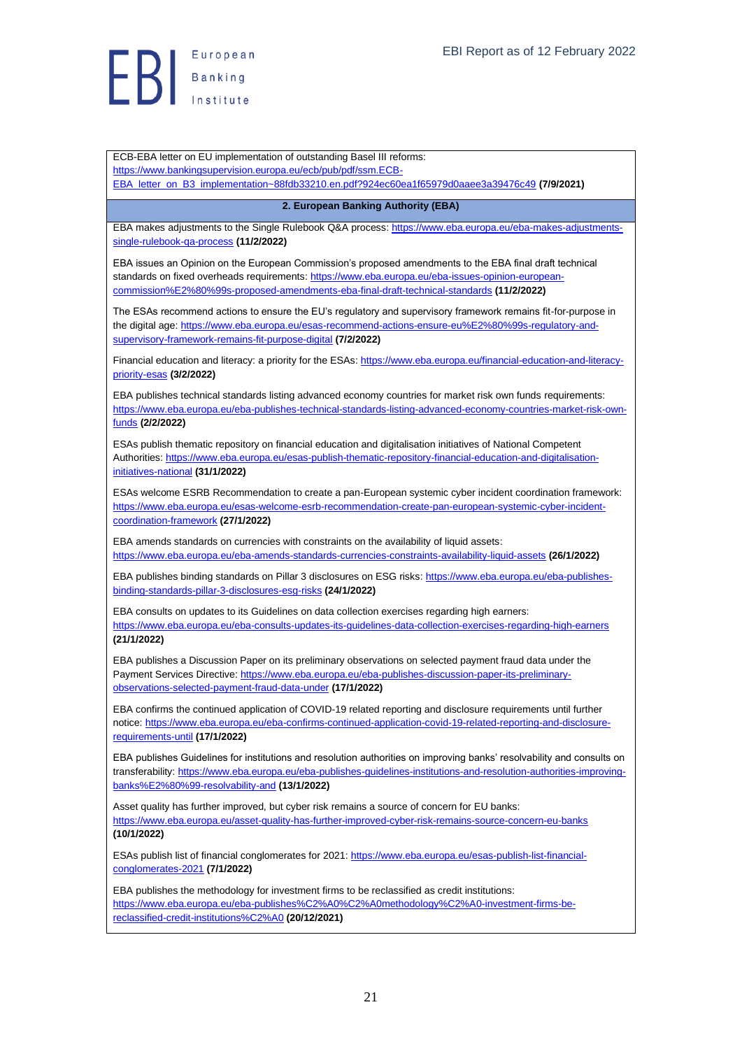ECB-EBA letter on EU implementation of outstanding Basel III reforms: https://www.bankingsupervision.europa.eu/ecb/pub/pdf/ssm.ECB-EBA_letter_on_B3_implementation~88fdb33210.en.pdf?924ec60ea1f65979d0aaee3a39476c49 **(7/9/2021)**

## 2. European Banking Authority (EBA)

EBA makes adjustments to the Single Rulebook Q&A process: https://www.eba.europa.eu/eba-makes-adjustments-single-rulebook-qa-process **(11/2/2022)**

EBA issues an Opinion on the European Commission's proposed amendments to the EBA final draft technical standards on fixed overheads requirements: https://www.eba.europa.eu/eba-issues-opinion-european-commission%E2%80%99s-proposed-amendments-eba-final-draft-technical-standards **(11/2/2022)**

The ESAs recommend actions to ensure the EU's regulatory and supervisory framework remains fit-for-purpose in the digital age: https://www.eba.europa.eu/esas-recommend-actions-ensure-eu%E2%80%99s-regulatory-and-supervisory-framework-remains-fit-purpose-digital **(7/2/2022)**

Financial education and literacy: a priority for the ESAs: https://www.eba.europa.eu/financial-education-and-literacy-priority-esas **(3/2/2022)**

EBA publishes technical standards listing advanced economy countries for market risk own funds requirements: https://www.eba.europa.eu/eba-publishes-technical-standards-listing-advanced-economy-countries-market-risk-own-funds **(2/2/2022)**

ESAs publish thematic repository on financial education and digitalisation initiatives of National Competent Authorities: https://www.eba.europa.eu/esas-publish-thematic-repository-financial-education-and-digitalisation-initiatives-national **(31/1/2022)**

ESAs welcome ESRB Recommendation to create a pan-European systemic cyber incident coordination framework: https://www.eba.europa.eu/esas-welcome-esrb-recommendation-create-pan-european-systemic-cyber-incident-coordination-framework **(27/1/2022)**

EBA amends standards on currencies with constraints on the availability of liquid assets: https://www.eba.europa.eu/eba-amends-standards-currencies-constraints-availability-liquid-assets **(26/1/2022)**

EBA publishes binding standards on Pillar 3 disclosures on ESG risks: https://www.eba.europa.eu/eba-publishes-binding-standards-pillar-3-disclosures-esg-risks **(24/1/2022)**

EBA consults on updates to its Guidelines on data collection exercises regarding high earners: https://www.eba.europa.eu/eba-consults-updates-its-guidelines-data-collection-exercises-regarding-high-earners **(21/1/2022)**

EBA publishes a Discussion Paper on its preliminary observations on selected payment fraud data under the Payment Services Directive: https://www.eba.europa.eu/eba-publishes-discussion-paper-its-preliminary-observations-selected-payment-fraud-data-under **(17/1/2022)**

EBA confirms the continued application of COVID-19 related reporting and disclosure requirements until further notice: https://www.eba.europa.eu/eba-confirms-continued-application-covid-19-related-reporting-and-disclosure-requirements-until **(17/1/2022)**

EBA publishes Guidelines for institutions and resolution authorities on improving banks' resolvability and consults on transferability: https://www.eba.europa.eu/eba-publishes-guidelines-institutions-and-resolution-authorities-improving-banks%E2%80%99-resolvability-and **(13/1/2022)**

Asset quality has further improved, but cyber risk remains a source of concern for EU banks: https://www.eba.europa.eu/asset-quality-has-further-improved-cyber-risk-remains-source-concern-eu-banks **(10/1/2022)**

ESAs publish list of financial conglomerates for 2021: https://www.eba.europa.eu/esas-publish-list-financial-conglomerates-2021 **(7/1/2022)**

EBA publishes the methodology for investment firms to be reclassified as credit institutions: https://www.eba.europa.eu/eba-publishes%C2%A0%C2%A0methodology%C2%A0-investment-firms-be-reclassified-credit-institutions%C2%A0 **(20/12/2021)**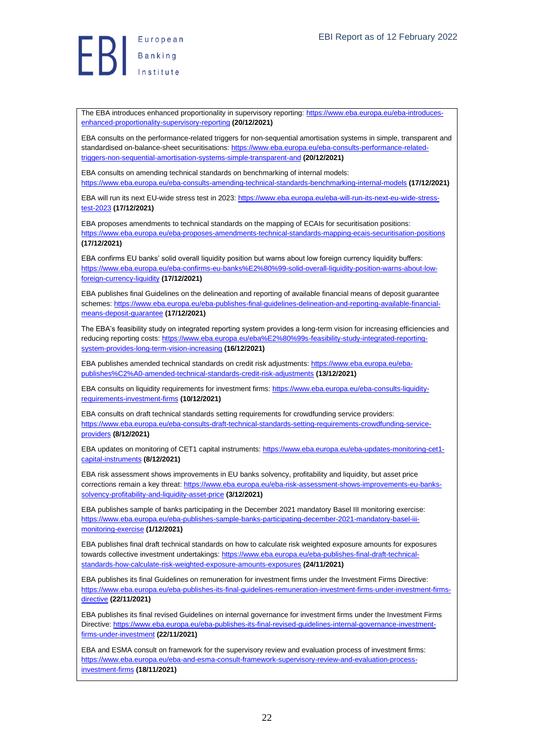The EBA introduces enhanced proportionality in supervisory reporting: https://www.eba.europa.eu/eba-introduces-enhanced-proportionality-supervisory-reporting **(20/12/2021)**

EBA consults on the performance-related triggers for non-sequential amortisation systems in simple, transparent and standardised on-balance-sheet securitisations: https://www.eba.europa.eu/eba-consults-performance-related-triggers-non-sequential-amortisation-systems-simple-transparent-and **(20/12/2021)**

EBA consults on amending technical standards on benchmarking of internal models: https://www.eba.europa.eu/eba-consults-amending-technical-standards-benchmarking-internal-models **(17/12/2021)**

EBA will run its next EU-wide stress test in 2023: https://www.eba.europa.eu/eba-will-run-its-next-eu-wide-stress-test-2023 **(17/12/2021)**

EBA proposes amendments to technical standards on the mapping of ECAIs for securitisation positions: https://www.eba.europa.eu/eba-proposes-amendments-technical-standards-mapping-ecais-securitisation-positions **(17/12/2021)**

EBA confirms EU banks' solid overall liquidity position but warns about low foreign currency liquidity buffers: https://www.eba.europa.eu/eba-confirms-eu-banks%E2%80%99-solid-overall-liquidity-position-warns-about-low-foreign-currency-liquidity **(17/12/2021)**

EBA publishes final Guidelines on the delineation and reporting of available financial means of deposit guarantee schemes: https://www.eba.europa.eu/eba-publishes-final-guidelines-delineation-and-reporting-available-financial-means-deposit-guarantee **(17/12/2021)**

The EBA's feasibility study on integrated reporting system provides a long-term vision for increasing efficiencies and reducing reporting costs: https://www.eba.europa.eu/eba%E2%80%99s-feasibility-study-integrated-reporting-system-provides-long-term-vision-increasing **(16/12/2021)**

EBA publishes amended technical standards on credit risk adjustments: https://www.eba.europa.eu/eba-publishes%C2%A0-amended-technical-standards-credit-risk-adjustments **(13/12/2021)**

EBA consults on liquidity requirements for investment firms: https://www.eba.europa.eu/eba-consults-liquidity-requirements-investment-firms **(10/12/2021)**

EBA consults on draft technical standards setting requirements for crowdfunding service providers: https://www.eba.europa.eu/eba-consults-draft-technical-standards-setting-requirements-crowdfunding-service-providers **(8/12/2021)**

EBA updates on monitoring of CET1 capital instruments: https://www.eba.europa.eu/eba-updates-monitoring-cet1-capital-instruments **(8/12/2021)**

EBA risk assessment shows improvements in EU banks solvency, profitability and liquidity, but asset price corrections remain a key threat: https://www.eba.europa.eu/eba-risk-assessment-shows-improvements-eu-banks-solvency-profitability-and-liquidity-asset-price **(3/12/2021)**

EBA publishes sample of banks participating in the December 2021 mandatory Basel III monitoring exercise: https://www.eba.europa.eu/eba-publishes-sample-banks-participating-december-2021-mandatory-basel-iii-monitoring-exercise **(1/12/2021)**

EBA publishes final draft technical standards on how to calculate risk weighted exposure amounts for exposures towards collective investment undertakings: https://www.eba.europa.eu/eba-publishes-final-draft-technical-standards-how-calculate-risk-weighted-exposure-amounts-exposures **(24/11/2021)**

EBA publishes its final Guidelines on remuneration for investment firms under the Investment Firms Directive: https://www.eba.europa.eu/eba-publishes-its-final-guidelines-remuneration-investment-firms-under-investment-firms-directive **(22/11/2021)**

EBA publishes its final revised Guidelines on internal governance for investment firms under the Investment Firms Directive: https://www.eba.europa.eu/eba-publishes-its-final-revised-guidelines-internal-governance-investment-firms-under-investment **(22/11/2021)**

EBA and ESMA consult on framework for the supervisory review and evaluation process of investment firms: https://www.eba.europa.eu/eba-and-esma-consult-framework-supervisory-review-and-evaluation-process-investment-firms **(18/11/2021)**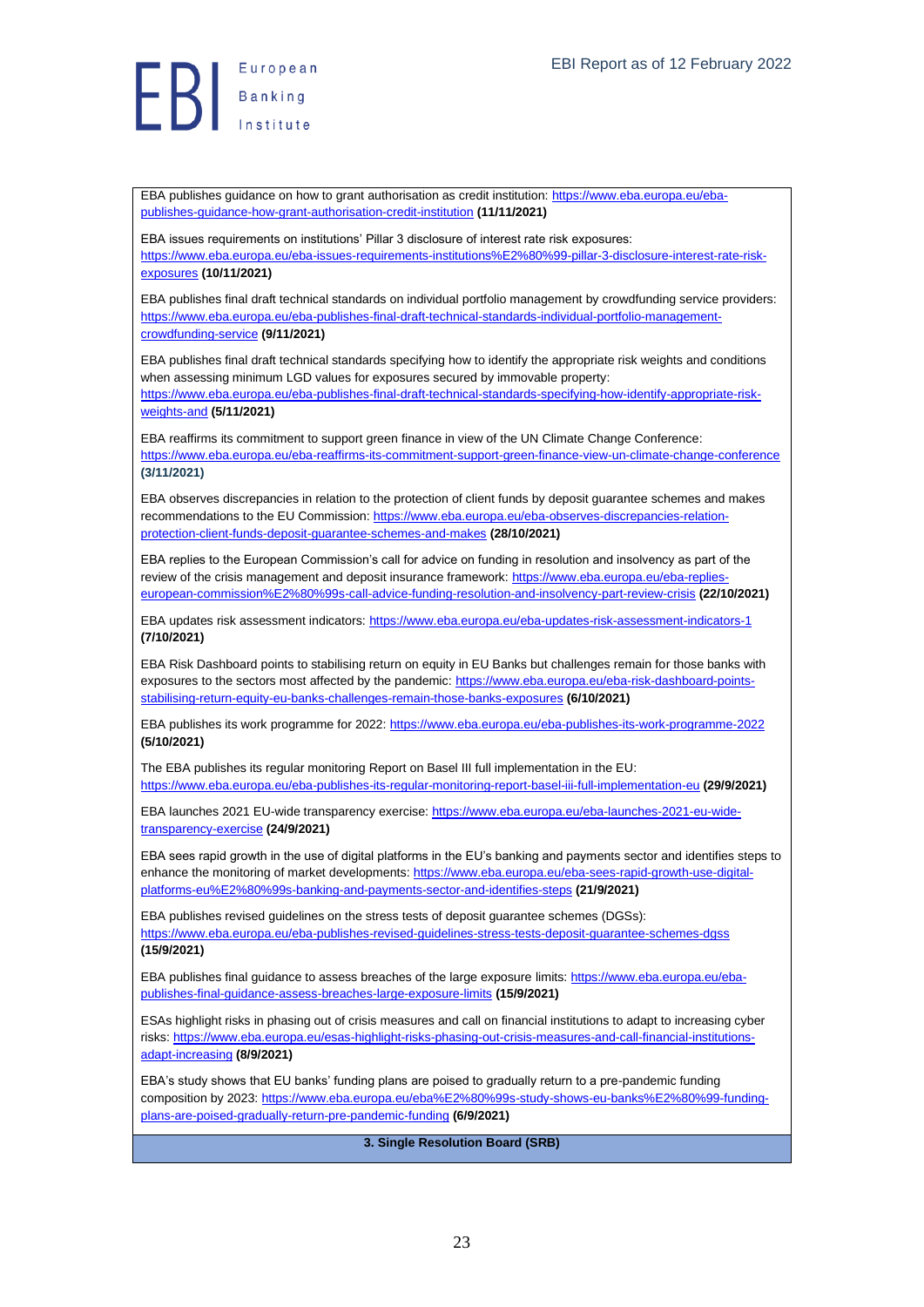EBA publishes guidance on how to grant authorisation as credit institution: https://www.eba.europa.eu/eba-publishes-guidance-how-grant-authorisation-credit-institution **(11/11/2021)**

EBA issues requirements on institutions' Pillar 3 disclosure of interest rate risk exposures: https://www.eba.europa.eu/eba-issues-requirements-institutions%E2%80%99-pillar-3-disclosure-interest-rate-risk-exposures **(10/11/2021)**

EBA publishes final draft technical standards on individual portfolio management by crowdfunding service providers: https://www.eba.europa.eu/eba-publishes-final-draft-technical-standards-individual-portfolio-management-crowdfunding-service **(9/11/2021)**

EBA publishes final draft technical standards specifying how to identify the appropriate risk weights and conditions when assessing minimum LGD values for exposures secured by immovable property: https://www.eba.europa.eu/eba-publishes-final-draft-technical-standards-specifying-how-identify-appropriate-risk-weights-and **(5/11/2021)**

EBA reaffirms its commitment to support green finance in view of the UN Climate Change Conference: https://www.eba.europa.eu/eba-reaffirms-its-commitment-support-green-finance-view-un-climate-change-conference **(3/11/2021)**

EBA observes discrepancies in relation to the protection of client funds by deposit guarantee schemes and makes recommendations to the EU Commission: https://www.eba.europa.eu/eba-observes-discrepancies-relation-protection-client-funds-deposit-guarantee-schemes-and-makes **(28/10/2021)**

EBA replies to the European Commission's call for advice on funding in resolution and insolvency as part of the review of the crisis management and deposit insurance framework: https://www.eba.europa.eu/eba-replies-european-commission%E2%80%99s-call-advice-funding-resolution-and-insolvency-part-review-crisis **(22/10/2021)**

EBA updates risk assessment indicators: https://www.eba.europa.eu/eba-updates-risk-assessment-indicators-1 **(7/10/2021)**

EBA Risk Dashboard points to stabilising return on equity in EU Banks but challenges remain for those banks with exposures to the sectors most affected by the pandemic: https://www.eba.europa.eu/eba-risk-dashboard-points-stabilising-return-equity-eu-banks-challenges-remain-those-banks-exposures **(6/10/2021)**

EBA publishes its work programme for 2022: https://www.eba.europa.eu/eba-publishes-its-work-programme-2022 **(5/10/2021)**

The EBA publishes its regular monitoring Report on Basel III full implementation in the EU: https://www.eba.europa.eu/eba-publishes-its-regular-monitoring-report-basel-iii-full-implementation-eu **(29/9/2021)**

EBA launches 2021 EU-wide transparency exercise: https://www.eba.europa.eu/eba-launches-2021-eu-wide-transparency-exercise **(24/9/2021)**

EBA sees rapid growth in the use of digital platforms in the EU's banking and payments sector and identifies steps to enhance the monitoring of market developments: https://www.eba.europa.eu/eba-sees-rapid-growth-use-digital-platforms-eu%E2%80%99s-banking-and-payments-sector-and-identifies-steps **(21/9/2021)**

EBA publishes revised guidelines on the stress tests of deposit guarantee schemes (DGSs): https://www.eba.europa.eu/eba-publishes-revised-guidelines-stress-tests-deposit-guarantee-schemes-dgss **(15/9/2021)**

EBA publishes final guidance to assess breaches of the large exposure limits: https://www.eba.europa.eu/eba-publishes-final-guidance-assess-breaches-large-exposure-limits **(15/9/2021)**

ESAs highlight risks in phasing out of crisis measures and call on financial institutions to adapt to increasing cyber risks: https://www.eba.europa.eu/esas-highlight-risks-phasing-out-crisis-measures-and-call-financial-institutions-adapt-increasing **(8/9/2021)**

EBA's study shows that EU banks' funding plans are poised to gradually return to a pre-pandemic funding composition by 2023: https://www.eba.europa.eu/eba%E2%80%99s-study-shows-eu-banks%E2%80%99-funding-plans-are-poised-gradually-return-pre-pandemic-funding **(6/9/2021)**

**3. Single Resolution Board (SRB)**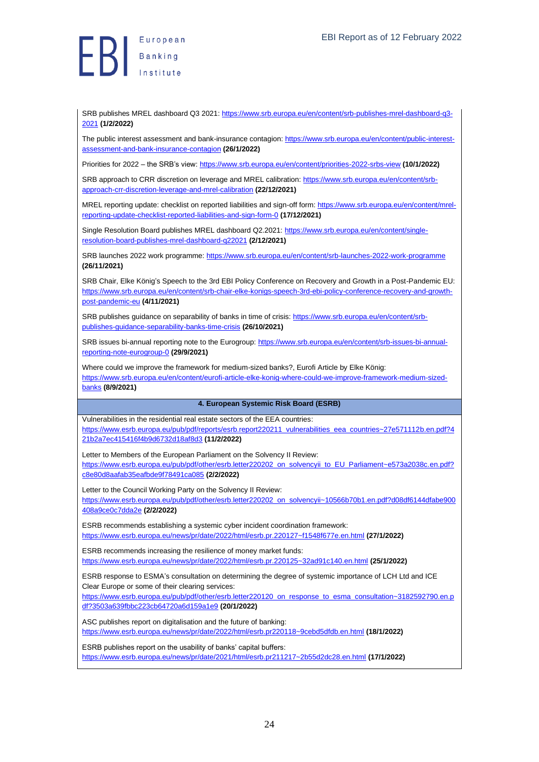SRB publishes MREL dashboard Q3 2021: https://www.srb.europa.eu/en/content/srb-publishes-mrel-dashboard-q3-2021 **(1/2/2022)**

The public interest assessment and bank-insurance contagion: https://www.srb.europa.eu/en/content/public-interest-assessment-and-bank-insurance-contagion **(26/1/2022)**

Priorities for 2022 – the SRB's view: https://www.srb.europa.eu/en/content/priorities-2022-srbs-view **(10/1/2022)**

SRB approach to CRR discretion on leverage and MREL calibration: https://www.srb.europa.eu/en/content/srb-approach-crr-discretion-leverage-and-mrel-calibration **(22/12/2021)**

MREL reporting update: checklist on reported liabilities and sign-off form: https://www.srb.europa.eu/en/content/mrel-reporting-update-checklist-reported-liabilities-and-sign-form-0 **(17/12/2021)**

Single Resolution Board publishes MREL dashboard Q2.2021: https://www.srb.europa.eu/en/content/single-resolution-board-publishes-mrel-dashboard-q22021 **(2/12/2021)**

SRB launches 2022 work programme: https://www.srb.europa.eu/en/content/srb-launches-2022-work-programme **(26/11/2021)**

SRB Chair, Elke König's Speech to the 3rd EBI Policy Conference on Recovery and Growth in a Post-Pandemic EU: https://www.srb.europa.eu/en/content/srb-chair-elke-konigs-speech-3rd-ebi-policy-conference-recovery-and-growth-post-pandemic-eu **(4/11/2021)**

SRB publishes guidance on separability of banks in time of crisis: https://www.srb.europa.eu/en/content/srb-publishes-guidance-separability-banks-time-crisis **(26/10/2021)**

SRB issues bi-annual reporting note to the Eurogroup: https://www.srb.europa.eu/en/content/srb-issues-bi-annual-reporting-note-eurogroup-0 **(29/9/2021)**

Where could we improve the framework for medium-sized banks?, Eurofi Article by Elke König: https://www.srb.europa.eu/en/content/eurofi-article-elke-konig-where-could-we-improve-framework-medium-sized-banks **(8/9/2021)**

## 4. European Systemic Risk Board (ESRB)

Vulnerabilities in the residential real estate sectors of the EEA countries: https://www.esrb.europa.eu/pub/pdf/reports/esrb.report220211_vulnerabilities_eea_countries~27e571112b.en.pdf?421b2a7ec415416f4b9d6732d18af8d3 **(11/2/2022)**

Letter to Members of the European Parliament on the Solvency II Review: https://www.esrb.europa.eu/pub/pdf/other/esrb.letter220202_on_solvencyii_to_EU_Parliament~e573a2038c.en.pdf?c8e80d8aafab35eafbde9f78491ca085 **(2/2/2022)**

Letter to the Council Working Party on the Solvency II Review: https://www.esrb.europa.eu/pub/pdf/other/esrb.letter220202_on_solvencyii~10566b70b1.en.pdf?d08df6144dfabe900408a9ce0c7dda2e **(2/2/2022)**

ESRB recommends establishing a systemic cyber incident coordination framework: https://www.esrb.europa.eu/news/pr/date/2022/html/esrb.pr.220127~f1548f677e.en.html **(27/1/2022)**

ESRB recommends increasing the resilience of money market funds: https://www.esrb.europa.eu/news/pr/date/2022/html/esrb.pr.220125~32ad91c140.en.html **(25/1/2022)**

ESRB response to ESMA's consultation on determining the degree of systemic importance of LCH Ltd and ICE Clear Europe or some of their clearing services: https://www.esrb.europa.eu/pub/pdf/other/esrb.letter220120_on_response_to_esma_consultation~3182592790.en.pdf?3503a639fbbc223cb64720a6d159a1e9 **(20/1/2022)**

ASC publishes report on digitalisation and the future of banking: https://www.esrb.europa.eu/news/pr/date/2022/html/esrb.pr220118~9cebd5dfdb.en.html **(18/1/2022)**

ESRB publishes report on the usability of banks' capital buffers: https://www.esrb.europa.eu/news/pr/date/2021/html/esrb.pr211217~2b55d2dc28.en.html **(17/1/2022)**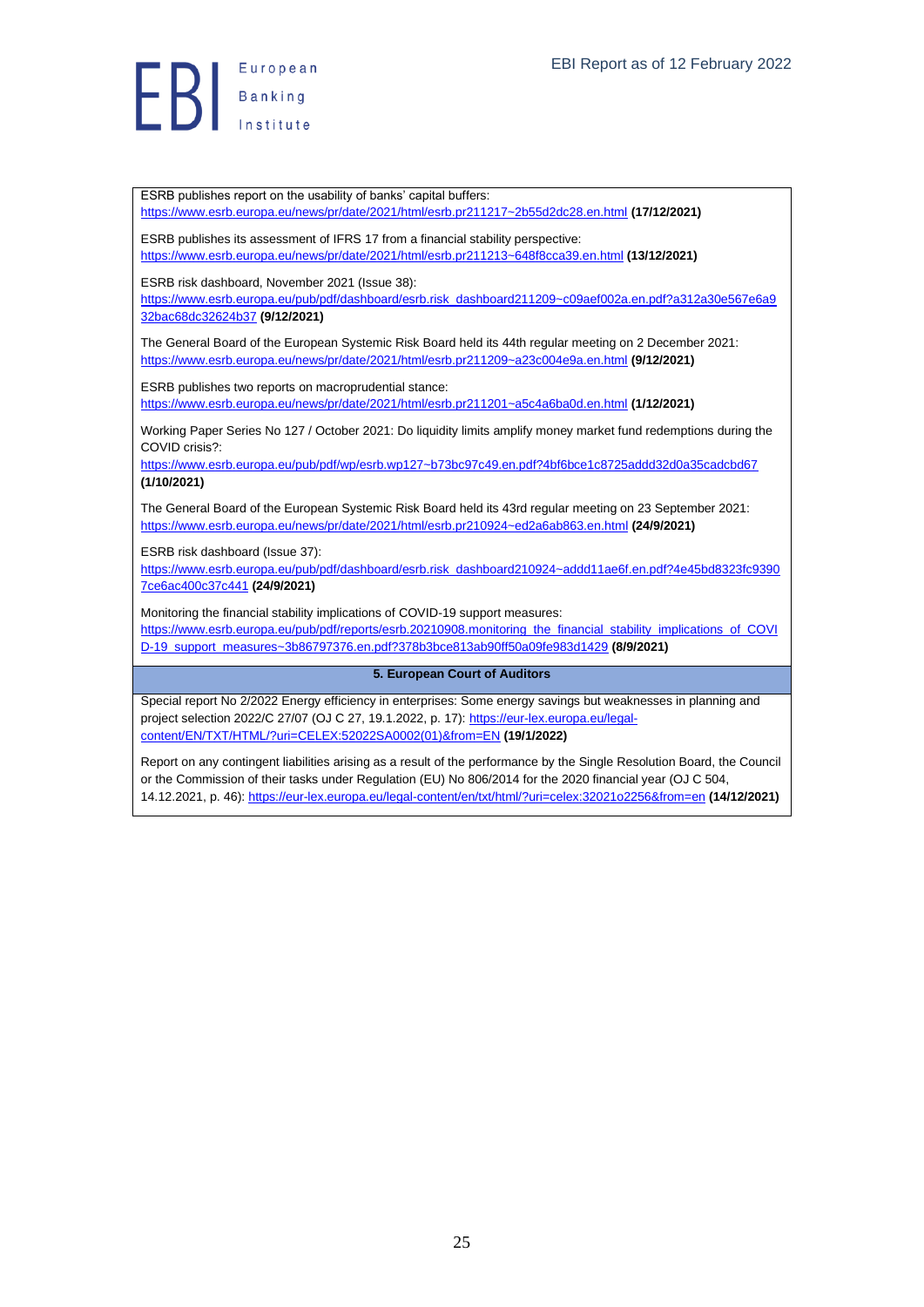ESRB publishes report on the usability of banks' capital buffers: https://www.esrb.europa.eu/news/pr/date/2021/html/esrb.pr211217~2b55d2dc28.en.html **(17/12/2021)**

ESRB publishes its assessment of IFRS 17 from a financial stability perspective: https://www.esrb.europa.eu/news/pr/date/2021/html/esrb.pr211213~648f8cca39.en.html **(13/12/2021)**

ESRB risk dashboard, November 2021 (Issue 38): https://www.esrb.europa.eu/pub/pdf/dashboard/esrb.risk_dashboard211209~c09aef002a.en.pdf?a312a30e567e6a932bac68dc32624b37 **(9/12/2021)**

The General Board of the European Systemic Risk Board held its 44th regular meeting on 2 December 2021: https://www.esrb.europa.eu/news/pr/date/2021/html/esrb.pr211209~a23c004e9a.en.html **(9/12/2021)**

ESRB publishes two reports on macroprudential stance: https://www.esrb.europa.eu/news/pr/date/2021/html/esrb.pr211201~a5c4a6ba0d.en.html **(1/12/2021)**

Working Paper Series No 127 / October 2021: Do liquidity limits amplify money market fund redemptions during the COVID crisis?: https://www.esrb.europa.eu/pub/pdf/wp/esrb.wp127~b73bc97c49.en.pdf?4bf6bce1c8725addd32d0a35cadcbd67 **(1/10/2021)**

The General Board of the European Systemic Risk Board held its 43rd regular meeting on 23 September 2021: https://www.esrb.europa.eu/news/pr/date/2021/html/esrb.pr210924~ed2a6ab863.en.html **(24/9/2021)**

ESRB risk dashboard (Issue 37): https://www.esrb.europa.eu/pub/pdf/dashboard/esrb.risk_dashboard210924~addd11ae6f.en.pdf?4e45bd8323fc93907ce6ac400c37c441 **(24/9/2021)**

Monitoring the financial stability implications of COVID-19 support measures: https://www.esrb.europa.eu/pub/pdf/reports/esrb.20210908.monitoring_the_financial_stability_implications_of_COVID-19_support_measures~3b86797376.en.pdf?378b3bce813ab90ff50a09fe983d1429 **(8/9/2021)**

## 5. European Court of Auditors

Special report No 2/2022 Energy efficiency in enterprises: Some energy savings but weaknesses in planning and project selection 2022/C 27/07 (OJ C 27, 19.1.2022, p. 17): https://eur-lex.europa.eu/legal-content/EN/TXT/HTML/?uri=CELEX:52022SA0002(01)&from=EN **(19/1/2022)**

Report on any contingent liabilities arising as a result of the performance by the Single Resolution Board, the Council or the Commission of their tasks under Regulation (EU) No 806/2014 for the 2020 financial year (OJ C 504, 14.12.2021, p. 46): https://eur-lex.europa.eu/legal-content/en/txt/html/?uri=celex:32021o2256&from=en **(14/12/2021)**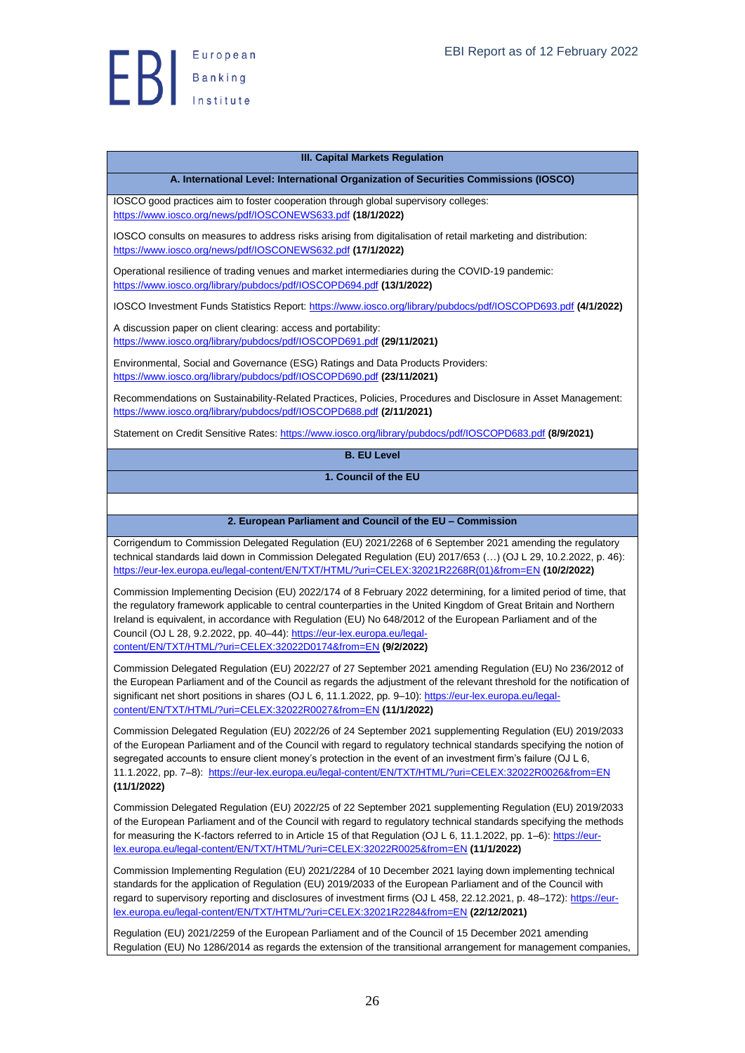| III. Capital Markets Regulation |
|---|
| **A. International Level: International Organization of Securities Commissions (IOSCO)** |
| IOSCO good practices aim to foster cooperation through global supervisory colleges: https://www.iosco.org/news/pdf/IOSCONEWS633.pdf **(18/1/2022)** |
| IOSCO consults on measures to address risks arising from digitalisation of retail marketing and distribution: https://www.iosco.org/news/pdf/IOSCONEWS632.pdf **(17/1/2022)** |
| Operational resilience of trading venues and market intermediaries during the COVID-19 pandemic: https://www.iosco.org/library/pubdocs/pdf/IOSCOPD694.pdf **(13/1/2022)** |
| IOSCO Investment Funds Statistics Report: https://www.iosco.org/library/pubdocs/pdf/IOSCOPD693.pdf **(4/1/2022)** |
| A discussion paper on client clearing: access and portability: https://www.iosco.org/library/pubdocs/pdf/IOSCOPD691.pdf **(29/11/2021)** |
| Environmental, Social and Governance (ESG) Ratings and Data Products Providers: https://www.iosco.org/library/pubdocs/pdf/IOSCOPD690.pdf **(23/11/2021)** |
| Recommendations on Sustainability-Related Practices, Policies, Procedures and Disclosure in Asset Management: https://www.iosco.org/library/pubdocs/pdf/IOSCOPD688.pdf **(2/11/2021)** |
| Statement on Credit Sensitive Rates: https://www.iosco.org/library/pubdocs/pdf/IOSCOPD683.pdf **(8/9/2021)** |
| **B. EU Level** |
| **1. Council of the EU** |
| |
| **2. European Parliament and Council of the EU – Commission** |
| Corrigendum to Commission Delegated Regulation (EU) 2021/2268 of 6 September 2021 amending the regulatory technical standards laid down in Commission Delegated Regulation (EU) 2017/653 (…) (OJ L 29, 10.2.2022, p. 46): https://eur-lex.europa.eu/legal-content/EN/TXT/HTML/?uri=CELEX:32021R2268R(01)&from=EN **(10/2/2022)** |
| Commission Implementing Decision (EU) 2022/174 of 8 February 2022 determining, for a limited period of time, that the regulatory framework applicable to central counterparties in the United Kingdom of Great Britain and Northern Ireland is equivalent, in accordance with Regulation (EU) No 648/2012 of the European Parliament and of the Council (OJ L 28, 9.2.2022, pp. 40–44): https://eur-lex.europa.eu/legal-content/EN/TXT/HTML/?uri=CELEX:32022D0174&from=EN **(9/2/2022)** |
| Commission Delegated Regulation (EU) 2022/27 of 27 September 2021 amending Regulation (EU) No 236/2012 of the European Parliament and of the Council as regards the adjustment of the relevant threshold for the notification of significant net short positions in shares (OJ L 6, 11.1.2022, pp. 9–10): https://eur-lex.europa.eu/legal-content/EN/TXT/HTML/?uri=CELEX:32022R0027&from=EN **(11/1/2022)** |
| Commission Delegated Regulation (EU) 2022/26 of 24 September 2021 supplementing Regulation (EU) 2019/2033 of the European Parliament and of the Council with regard to regulatory technical standards specifying the notion of segregated accounts to ensure client money's protection in the event of an investment firm's failure (OJ L 6, 11.1.2022, pp. 7–8): https://eur-lex.europa.eu/legal-content/EN/TXT/HTML/?uri=CELEX:32022R0026&from=EN **(11/1/2022)** |
| Commission Delegated Regulation (EU) 2022/25 of 22 September 2021 supplementing Regulation (EU) 2019/2033 of the European Parliament and of the Council with regard to regulatory technical standards specifying the methods for measuring the K-factors referred to in Article 15 of that Regulation (OJ L 6, 11.1.2022, pp. 1–6): https://eur-lex.europa.eu/legal-content/EN/TXT/HTML/?uri=CELEX:32022R0025&from=EN **(11/1/2022)** |
| Commission Implementing Regulation (EU) 2021/2284 of 10 December 2021 laying down implementing technical standards for the application of Regulation (EU) 2019/2033 of the European Parliament and of the Council with regard to supervisory reporting and disclosures of investment firms (OJ L 458, 22.12.2021, p. 48–172): https://eur-lex.europa.eu/legal-content/EN/TXT/HTML/?uri=CELEX:32021R2284&from=EN **(22/12/2021)** |
| Regulation (EU) 2021/2259 of the European Parliament and of the Council of 15 December 2021 amending Regulation (EU) No 1286/2014 as regards the extension of the transitional arrangement for management companies, |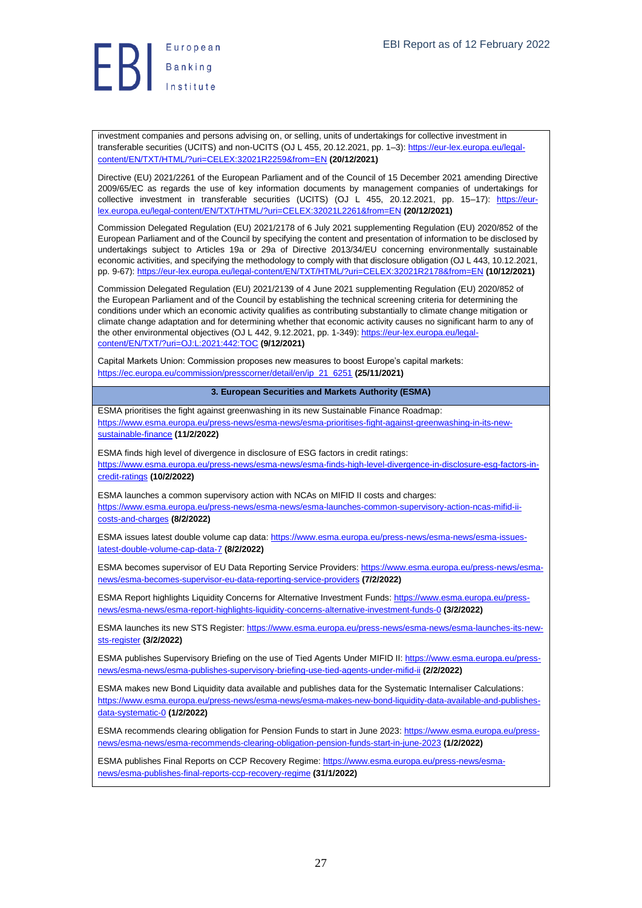investment companies and persons advising on, or selling, units of undertakings for collective investment in transferable securities (UCITS) and non-UCITS (OJ L 455, 20.12.2021, pp. 1–3): https://eur-lex.europa.eu/legal-content/EN/TXT/HTML/?uri=CELEX:32021R2259&from=EN **(20/12/2021)**

Directive (EU) 2021/2261 of the European Parliament and of the Council of 15 December 2021 amending Directive 2009/65/EC as regards the use of key information documents by management companies of undertakings for collective investment in transferable securities (UCITS) (OJ L 455, 20.12.2021, pp. 15–17): https://eur-lex.europa.eu/legal-content/EN/TXT/HTML/?uri=CELEX:32021L2261&from=EN **(20/12/2021)**

Commission Delegated Regulation (EU) 2021/2178 of 6 July 2021 supplementing Regulation (EU) 2020/852 of the European Parliament and of the Council by specifying the content and presentation of information to be disclosed by undertakings subject to Articles 19a or 29a of Directive 2013/34/EU concerning environmentally sustainable economic activities, and specifying the methodology to comply with that disclosure obligation (OJ L 443, 10.12.2021, pp. 9-67): https://eur-lex.europa.eu/legal-content/EN/TXT/HTML/?uri=CELEX:32021R2178&from=EN **(10/12/2021)**

Commission Delegated Regulation (EU) 2021/2139 of 4 June 2021 supplementing Regulation (EU) 2020/852 of the European Parliament and of the Council by establishing the technical screening criteria for determining the conditions under which an economic activity qualifies as contributing substantially to climate change mitigation or climate change adaptation and for determining whether that economic activity causes no significant harm to any of the other environmental objectives (OJ L 442, 9.12.2021, pp. 1-349): https://eur-lex.europa.eu/legal-content/EN/TXT/?uri=OJ:L:2021:442:TOC **(9/12/2021)**

Capital Markets Union: Commission proposes new measures to boost Europe's capital markets: https://ec.europa.eu/commission/presscorner/detail/en/ip_21_6251 **(25/11/2021)**

### 3. European Securities and Markets Authority (ESMA)

ESMA prioritises the fight against greenwashing in its new Sustainable Finance Roadmap: https://www.esma.europa.eu/press-news/esma-news/esma-prioritises-fight-against-greenwashing-in-its-new-sustainable-finance **(11/2/2022)**

ESMA finds high level of divergence in disclosure of ESG factors in credit ratings: https://www.esma.europa.eu/press-news/esma-news/esma-finds-high-level-divergence-in-disclosure-esg-factors-in-credit-ratings **(10/2/2022)**

ESMA launches a common supervisory action with NCAs on MIFID II costs and charges: https://www.esma.europa.eu/press-news/esma-news/esma-launches-common-supervisory-action-ncas-mifid-ii-costs-and-charges **(8/2/2022)**

ESMA issues latest double volume cap data: https://www.esma.europa.eu/press-news/esma-news/esma-issues-latest-double-volume-cap-data-7 **(8/2/2022)**

ESMA becomes supervisor of EU Data Reporting Service Providers: https://www.esma.europa.eu/press-news/esma-news/esma-becomes-supervisor-eu-data-reporting-service-providers **(7/2/2022)**

ESMA Report highlights Liquidity Concerns for Alternative Investment Funds: https://www.esma.europa.eu/press-news/esma-news/esma-report-highlights-liquidity-concerns-alternative-investment-funds-0 **(3/2/2022)**

ESMA launches its new STS Register: https://www.esma.europa.eu/press-news/esma-news/esma-launches-its-new-sts-register **(3/2/2022)**

ESMA publishes Supervisory Briefing on the use of Tied Agents Under MIFID II: https://www.esma.europa.eu/press-news/esma-news/esma-publishes-supervisory-briefing-use-tied-agents-under-mifid-ii **(2/2/2022)**

ESMA makes new Bond Liquidity data available and publishes data for the Systematic Internaliser Calculations: https://www.esma.europa.eu/press-news/esma-news/esma-makes-new-bond-liquidity-data-available-and-publishes-data-systematic-0 **(1/2/2022)**

ESMA recommends clearing obligation for Pension Funds to start in June 2023: https://www.esma.europa.eu/press-news/esma-news/esma-recommends-clearing-obligation-pension-funds-start-in-june-2023 **(1/2/2022)**

ESMA publishes Final Reports on CCP Recovery Regime: https://www.esma.europa.eu/press-news/esma-news/esma-publishes-final-reports-ccp-recovery-regime **(31/1/2022)**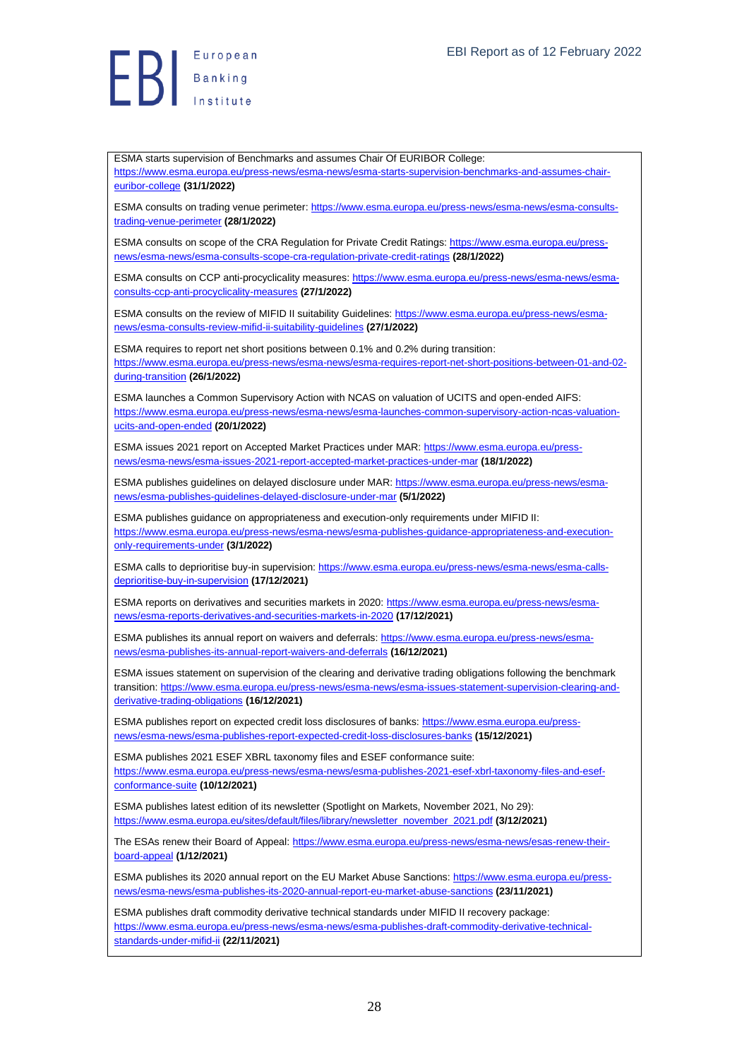ESMA starts supervision of Benchmarks and assumes Chair Of EURIBOR College: https://www.esma.europa.eu/press-news/esma-news/esma-starts-supervision-benchmarks-and-assumes-chair-euribor-college **(31/1/2022)**

ESMA consults on trading venue perimeter: https://www.esma.europa.eu/press-news/esma-news/esma-consults-trading-venue-perimeter **(28/1/2022)**

ESMA consults on scope of the CRA Regulation for Private Credit Ratings: https://www.esma.europa.eu/press-news/esma-news/esma-consults-scope-cra-regulation-private-credit-ratings **(28/1/2022)**

ESMA consults on CCP anti-procyclicality measures: https://www.esma.europa.eu/press-news/esma-news/esma-consults-ccp-anti-procyclicality-measures **(27/1/2022)**

ESMA consults on the review of MIFID II suitability Guidelines: https://www.esma.europa.eu/press-news/esma-news/esma-consults-review-mifid-ii-suitability-guidelines **(27/1/2022)**

ESMA requires to report net short positions between 0.1% and 0.2% during transition: https://www.esma.europa.eu/press-news/esma-news/esma-requires-report-net-short-positions-between-01-and-02-during-transition **(26/1/2022)**

ESMA launches a Common Supervisory Action with NCAS on valuation of UCITS and open-ended AIFS: https://www.esma.europa.eu/press-news/esma-news/esma-launches-common-supervisory-action-ncas-valuation-ucits-and-open-ended **(20/1/2022)**

ESMA issues 2021 report on Accepted Market Practices under MAR: https://www.esma.europa.eu/press-news/esma-news/esma-issues-2021-report-accepted-market-practices-under-mar **(18/1/2022)**

ESMA publishes guidelines on delayed disclosure under MAR: https://www.esma.europa.eu/press-news/esma-news/esma-publishes-guidelines-delayed-disclosure-under-mar **(5/1/2022)**

ESMA publishes guidance on appropriateness and execution-only requirements under MIFID II: https://www.esma.europa.eu/press-news/esma-news/esma-publishes-guidance-appropriateness-and-execution-only-requirements-under **(3/1/2022)**

ESMA calls to deprioritise buy-in supervision: https://www.esma.europa.eu/press-news/esma-news/esma-calls-deprioritise-buy-in-supervision **(17/12/2021)**

ESMA reports on derivatives and securities markets in 2020: https://www.esma.europa.eu/press-news/esma-news/esma-reports-derivatives-and-securities-markets-in-2020 **(17/12/2021)**

ESMA publishes its annual report on waivers and deferrals: https://www.esma.europa.eu/press-news/esma-news/esma-publishes-its-annual-report-waivers-and-deferrals **(16/12/2021)**

ESMA issues statement on supervision of the clearing and derivative trading obligations following the benchmark transition: https://www.esma.europa.eu/press-news/esma-news/esma-issues-statement-supervision-clearing-and-derivative-trading-obligations **(16/12/2021)**

ESMA publishes report on expected credit loss disclosures of banks: https://www.esma.europa.eu/press-news/esma-news/esma-publishes-report-expected-credit-loss-disclosures-banks **(15/12/2021)**

ESMA publishes 2021 ESEF XBRL taxonomy files and ESEF conformance suite: https://www.esma.europa.eu/press-news/esma-news/esma-publishes-2021-esef-xbrl-taxonomy-files-and-esef-conformance-suite **(10/12/2021)**

ESMA publishes latest edition of its newsletter (Spotlight on Markets, November 2021, No 29): https://www.esma.europa.eu/sites/default/files/library/newsletter_november_2021.pdf **(3/12/2021)**

The ESAs renew their Board of Appeal: https://www.esma.europa.eu/press-news/esma-news/esas-renew-their-board-appeal **(1/12/2021)**

ESMA publishes its 2020 annual report on the EU Market Abuse Sanctions: https://www.esma.europa.eu/press-news/esma-news/esma-publishes-its-2020-annual-report-eu-market-abuse-sanctions **(23/11/2021)**

ESMA publishes draft commodity derivative technical standards under MIFID II recovery package: https://www.esma.europa.eu/press-news/esma-news/esma-publishes-draft-commodity-derivative-technical-standards-under-mifid-ii **(22/11/2021)**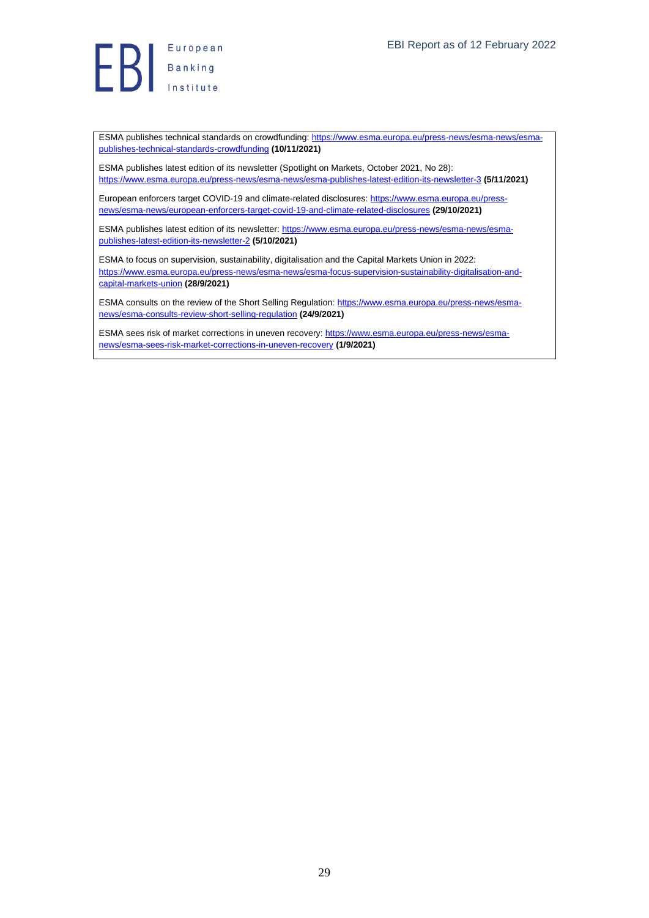ESMA publishes technical standards on crowdfunding: https://www.esma.europa.eu/press-news/esma-news/esma-publishes-technical-standards-crowdfunding **(10/11/2021)**

ESMA publishes latest edition of its newsletter (Spotlight on Markets, October 2021, No 28): https://www.esma.europa.eu/press-news/esma-news/esma-publishes-latest-edition-its-newsletter-3 **(5/11/2021)**

European enforcers target COVID-19 and climate-related disclosures: https://www.esma.europa.eu/press-news/esma-news/european-enforcers-target-covid-19-and-climate-related-disclosures **(29/10/2021)**

ESMA publishes latest edition of its newsletter: https://www.esma.europa.eu/press-news/esma-news/esma-publishes-latest-edition-its-newsletter-2 **(5/10/2021)**

ESMA to focus on supervision, sustainability, digitalisation and the Capital Markets Union in 2022: https://www.esma.europa.eu/press-news/esma-news/esma-focus-supervision-sustainability-digitalisation-and-capital-markets-union **(28/9/2021)**

ESMA consults on the review of the Short Selling Regulation: https://www.esma.europa.eu/press-news/esma-news/esma-consults-review-short-selling-regulation **(24/9/2021)**

ESMA sees risk of market corrections in uneven recovery: https://www.esma.europa.eu/press-news/esma-news/esma-sees-risk-market-corrections-in-uneven-recovery **(1/9/2021)**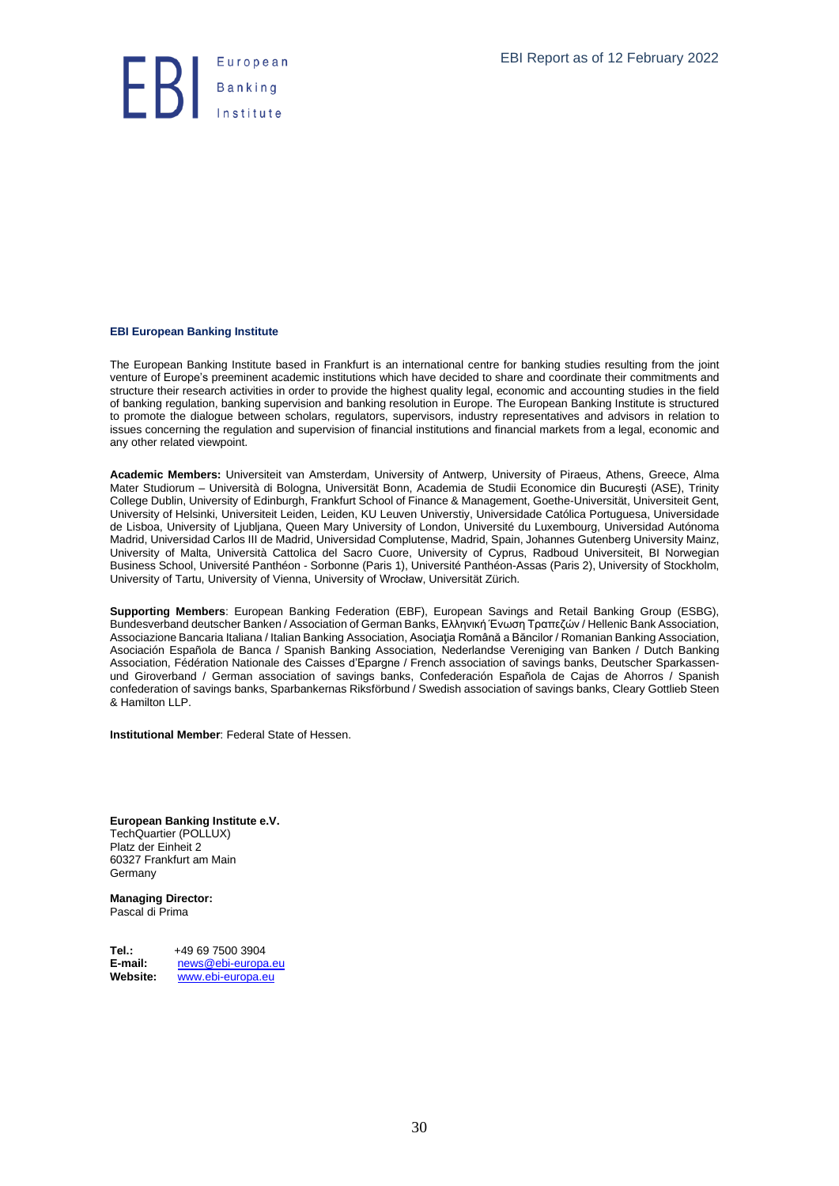**EBI European Banking Institute**

The European Banking Institute based in Frankfurt is an international centre for banking studies resulting from the joint venture of Europe's preeminent academic institutions which have decided to share and coordinate their commitments and structure their research activities in order to provide the highest quality legal, economic and accounting studies in the field of banking regulation, banking supervision and banking resolution in Europe. The European Banking Institute is structured to promote the dialogue between scholars, regulators, supervisors, industry representatives and advisors in relation to issues concerning the regulation and supervision of financial institutions and financial markets from a legal, economic and any other related viewpoint.

**Academic Members:** Universiteit van Amsterdam, University of Antwerp, University of Piraeus, Athens, Greece, Alma Mater Studiorum – Università di Bologna, Universität Bonn, Academia de Studii Economice din București (ASE), Trinity College Dublin, University of Edinburgh, Frankfurt School of Finance & Management, Goethe-Universität, Universiteit Gent, University of Helsinki, Universiteit Leiden, Leiden, KU Leuven Universtiy, Universidade Católica Portuguesa, Universidade de Lisboa, University of Ljubljana, Queen Mary University of London, Université du Luxembourg, Universidad Autónoma Madrid, Universidad Carlos III de Madrid, Universidad Complutense, Madrid, Spain, Johannes Gutenberg University Mainz, University of Malta, Università Cattolica del Sacro Cuore, University of Cyprus, Radboud Universiteit, BI Norwegian Business School, Université Panthéon - Sorbonne (Paris 1), Université Panthéon-Assas (Paris 2), University of Stockholm, University of Tartu, University of Vienna, University of Wrocław, Universität Zürich.

**Supporting Members**: European Banking Federation (EBF), European Savings and Retail Banking Group (ESBG), Bundesverband deutscher Banken / Association of German Banks, Ελληνική Ένωση Τραπεζών / Hellenic Bank Association, Associazione Bancaria Italiana / Italian Banking Association, Asociaţia Română a Băncilor / Romanian Banking Association, Asociación Española de Banca / Spanish Banking Association, Nederlandse Vereniging van Banken / Dutch Banking Association, Fédération Nationale des Caisses d'Epargne / French association of savings banks, Deutscher Sparkassen- und Giroverband / German association of savings banks, Confederación Española de Cajas de Ahorros / Spanish confederation of savings banks, Sparbankernas Riksförbund / Swedish association of savings banks, Cleary Gottlieb Steen & Hamilton LLP.

**Institutional Member**: Federal State of Hessen.

**European Banking Institute e.V.**
TechQuartier (POLLUX)
Platz der Einheit 2
60327 Frankfurt am Main
Germany

**Managing Director:**
Pascal di Prima

**Tel.:** +49 69 7500 3904
**E-mail:** news@ebi-europa.eu
**Website:** www.ebi-europa.eu